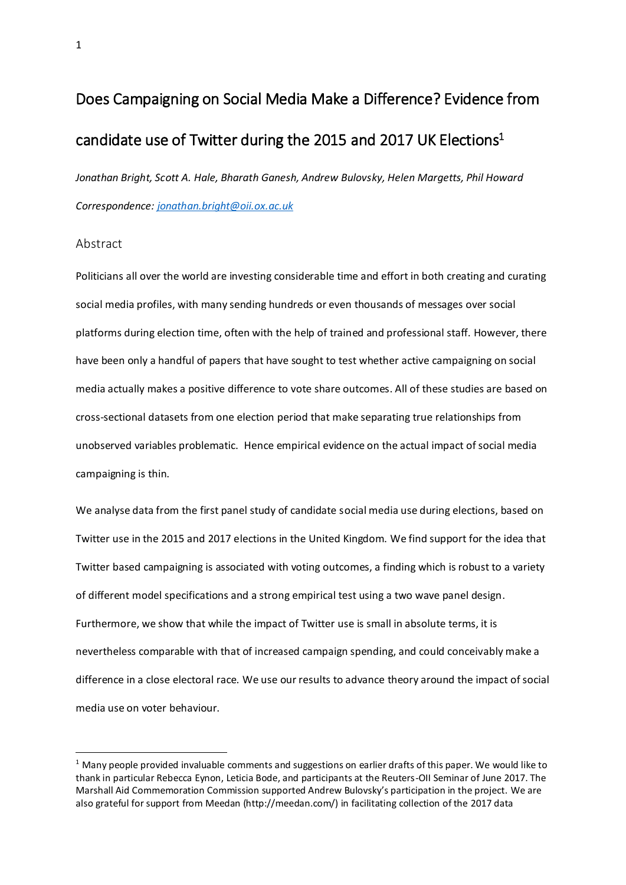# Does Campaigning on Social Media Make a Difference? Evidence from candidate use of Twitter during the 2015 and 2017 UK Elections[1]

*Jonathan Bright, Scott A. Hale, Bharath Ganesh, Andrew Bulovsky, Helen Margetts, Phil Howard*

*Correspondence: jonathan.bright@oii.ox.ac.uk*

## Abstract

Politicians all over the world are investing considerable time and effort in both creating and curating social media profiles, with many sending hundreds or even thousands of messages over social platforms during election time, often with the help of trained and professional staff. However, there have been only a handful of papers that have sought to test whether active campaigning on social media actually makes a positive difference to vote share outcomes. All of these studies are based on cross-sectional datasets from one election period that make separating true relationships from unobserved variables problematic. Hence empirical evidence on the actual impact of social media campaigning is thin.

We analyse data from the first panel study of candidate social media use during elections, based on Twitter use in the 2015 and 2017 elections in the United Kingdom. We find support for the idea that Twitter based campaigning is associated with voting outcomes, a finding which is robust to a variety of different model specifications and a strong empirical test using a two wave panel design. Furthermore, we show that while the impact of Twitter use is small in absolute terms, it is nevertheless comparable with that of increased campaign spending, and could conceivably make a difference in a close electoral race. We use our results to advance theory around the impact of social media use on voter behaviour.

---

[1] Many people provided invaluable comments and suggestions on earlier drafts of this paper. We would like to thank in particular Rebecca Eynon, Leticia Bode, and participants at the Reuters-OII Seminar of June 2017. The Marshall Aid Commemoration Commission supported Andrew Bulovsky's participation in the project. We are also grateful for support from Meedan (http://meedan.com/) in facilitating collection of the 2017 data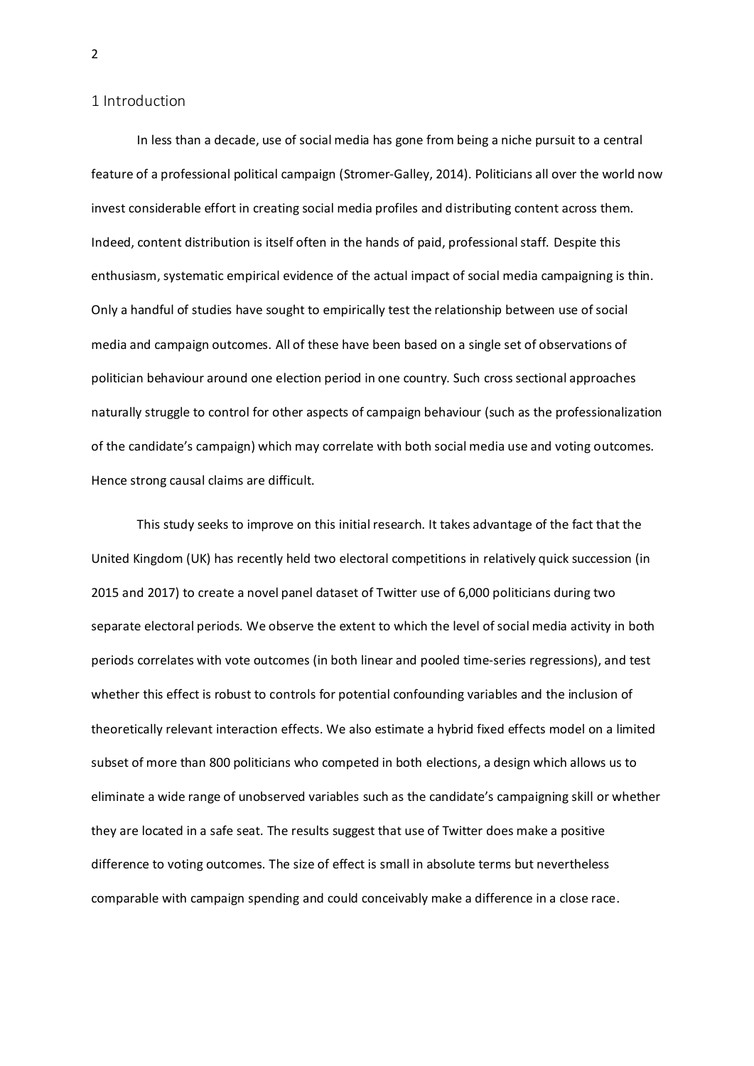## 1 Introduction

In less than a decade, use of social media has gone from being a niche pursuit to a central feature of a professional political campaign (Stromer-Galley, 2014). Politicians all over the world now invest considerable effort in creating social media profiles and distributing content across them. Indeed, content distribution is itself often in the hands of paid, professional staff. Despite this enthusiasm, systematic empirical evidence of the actual impact of social media campaigning is thin. Only a handful of studies have sought to empirically test the relationship between use of social media and campaign outcomes. All of these have been based on a single set of observations of politician behaviour around one election period in one country. Such cross sectional approaches naturally struggle to control for other aspects of campaign behaviour (such as the professionalization of the candidate's campaign) which may correlate with both social media use and voting outcomes. Hence strong causal claims are difficult.

This study seeks to improve on this initial research. It takes advantage of the fact that the United Kingdom (UK) has recently held two electoral competitions in relatively quick succession (in 2015 and 2017) to create a novel panel dataset of Twitter use of 6,000 politicians during two separate electoral periods. We observe the extent to which the level of social media activity in both periods correlates with vote outcomes (in both linear and pooled time-series regressions), and test whether this effect is robust to controls for potential confounding variables and the inclusion of theoretically relevant interaction effects. We also estimate a hybrid fixed effects model on a limited subset of more than 800 politicians who competed in both elections, a design which allows us to eliminate a wide range of unobserved variables such as the candidate's campaigning skill or whether they are located in a safe seat. The results suggest that use of Twitter does make a positive difference to voting outcomes. The size of effect is small in absolute terms but nevertheless comparable with campaign spending and could conceivably make a difference in a close race.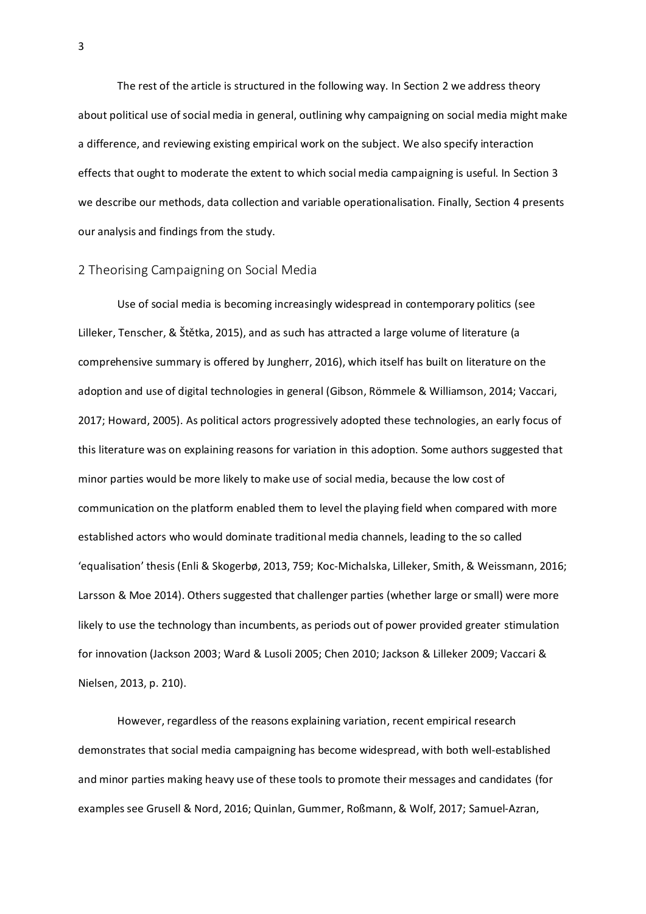The rest of the article is structured in the following way. In Section 2 we address theory about political use of social media in general, outlining why campaigning on social media might make a difference, and reviewing existing empirical work on the subject. We also specify interaction effects that ought to moderate the extent to which social media campaigning is useful. In Section 3 we describe our methods, data collection and variable operationalisation. Finally, Section 4 presents our analysis and findings from the study.

## 2 Theorising Campaigning on Social Media

Use of social media is becoming increasingly widespread in contemporary politics (see Lilleker, Tenscher, & Štětka, 2015), and as such has attracted a large volume of literature (a comprehensive summary is offered by Jungherr, 2016), which itself has built on literature on the adoption and use of digital technologies in general (Gibson, Römmele & Williamson, 2014; Vaccari, 2017; Howard, 2005). As political actors progressively adopted these technologies, an early focus of this literature was on explaining reasons for variation in this adoption. Some authors suggested that minor parties would be more likely to make use of social media, because the low cost of communication on the platform enabled them to level the playing field when compared with more established actors who would dominate traditional media channels, leading to the so called 'equalisation' thesis (Enli & Skogerbø, 2013, 759; Koc-Michalska, Lilleker, Smith, & Weissmann, 2016; Larsson & Moe 2014). Others suggested that challenger parties (whether large or small) were more likely to use the technology than incumbents, as periods out of power provided greater stimulation for innovation (Jackson 2003; Ward & Lusoli 2005; Chen 2010; Jackson & Lilleker 2009; Vaccari & Nielsen, 2013, p. 210).

However, regardless of the reasons explaining variation, recent empirical research demonstrates that social media campaigning has become widespread, with both well-established and minor parties making heavy use of these tools to promote their messages and candidates (for examples see Grusell & Nord, 2016; Quinlan, Gummer, Roßmann, & Wolf, 2017; Samuel-Azran,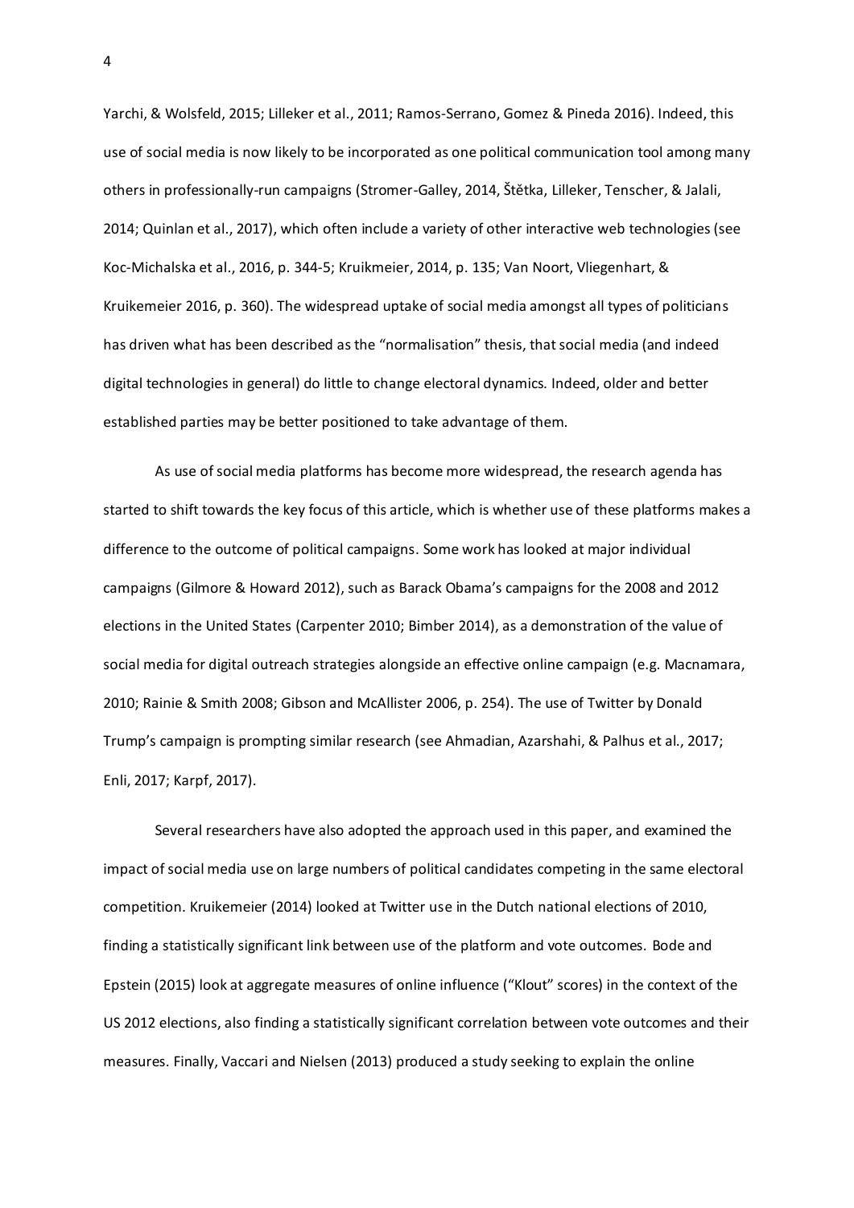Yarchi, & Wolsfeld, 2015; Lilleker et al., 2011; Ramos-Serrano, Gomez & Pineda 2016). Indeed, this use of social media is now likely to be incorporated as one political communication tool among many others in professionally-run campaigns (Stromer-Galley, 2014, Štětka, Lilleker, Tenscher, & Jalali, 2014; Quinlan et al., 2017), which often include a variety of other interactive web technologies (see Koc-Michalska et al., 2016, p. 344-5; Kruikmeier, 2014, p. 135; Van Noort, Vliegenhart, & Kruikemeier 2016, p. 360). The widespread uptake of social media amongst all types of politicians has driven what has been described as the "normalisation" thesis, that social media (and indeed digital technologies in general) do little to change electoral dynamics. Indeed, older and better established parties may be better positioned to take advantage of them.

As use of social media platforms has become more widespread, the research agenda has started to shift towards the key focus of this article, which is whether use of these platforms makes a difference to the outcome of political campaigns. Some work has looked at major individual campaigns (Gilmore & Howard 2012), such as Barack Obama's campaigns for the 2008 and 2012 elections in the United States (Carpenter 2010; Bimber 2014), as a demonstration of the value of social media for digital outreach strategies alongside an effective online campaign (e.g. Macnamara, 2010; Rainie & Smith 2008; Gibson and McAllister 2006, p. 254). The use of Twitter by Donald Trump's campaign is prompting similar research (see Ahmadian, Azarshahi, & Palhus et al., 2017; Enli, 2017; Karpf, 2017).

Several researchers have also adopted the approach used in this paper, and examined the impact of social media use on large numbers of political candidates competing in the same electoral competition. Kruikemeier (2014) looked at Twitter use in the Dutch national elections of 2010, finding a statistically significant link between use of the platform and vote outcomes. Bode and Epstein (2015) look at aggregate measures of online influence ("Klout" scores) in the context of the US 2012 elections, also finding a statistically significant correlation between vote outcomes and their measures. Finally, Vaccari and Nielsen (2013) produced a study seeking to explain the online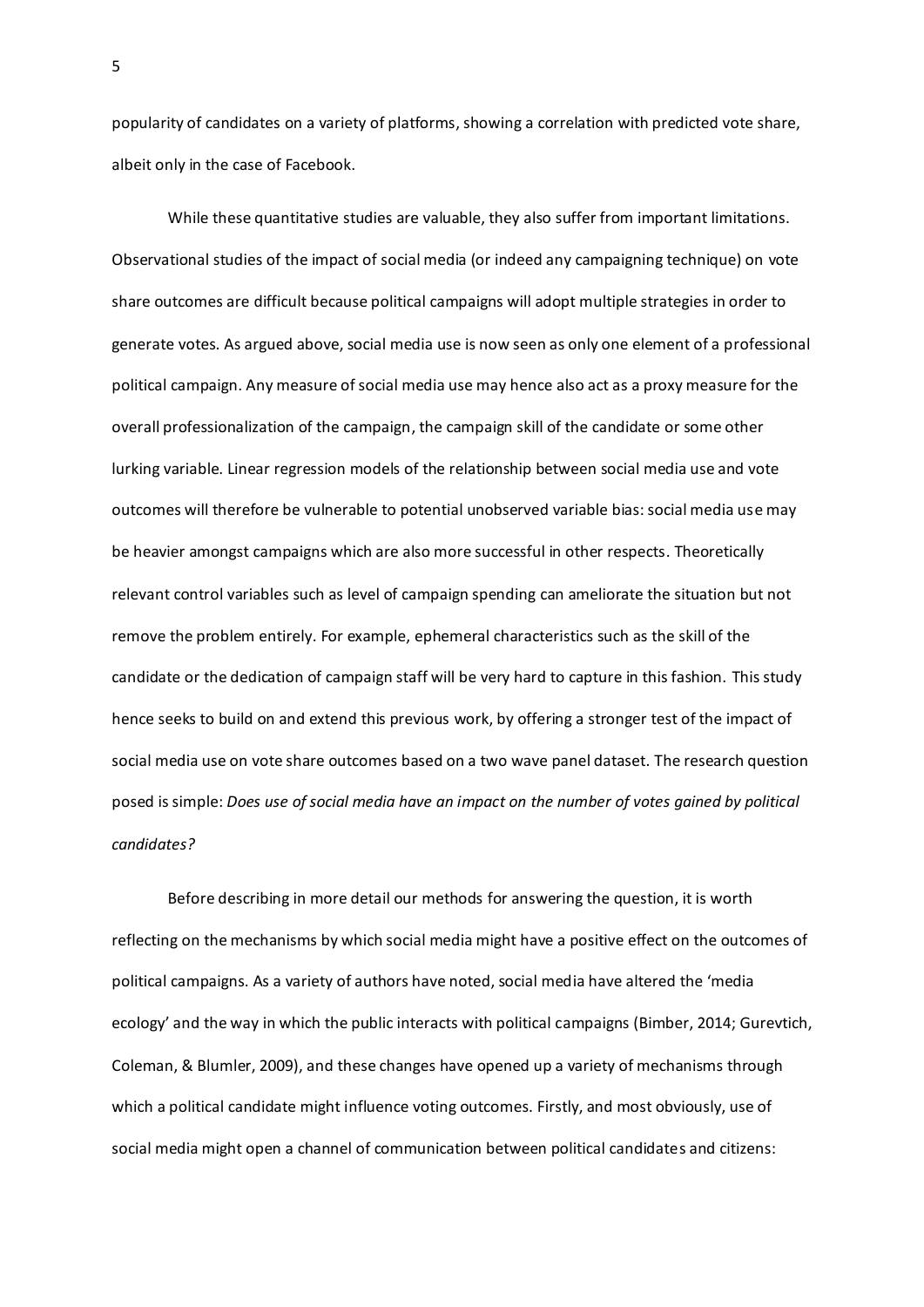popularity of candidates on a variety of platforms, showing a correlation with predicted vote share, albeit only in the case of Facebook.

While these quantitative studies are valuable, they also suffer from important limitations. Observational studies of the impact of social media (or indeed any campaigning technique) on vote share outcomes are difficult because political campaigns will adopt multiple strategies in order to generate votes. As argued above, social media use is now seen as only one element of a professional political campaign. Any measure of social media use may hence also act as a proxy measure for the overall professionalization of the campaign, the campaign skill of the candidate or some other lurking variable. Linear regression models of the relationship between social media use and vote outcomes will therefore be vulnerable to potential unobserved variable bias: social media use may be heavier amongst campaigns which are also more successful in other respects. Theoretically relevant control variables such as level of campaign spending can ameliorate the situation but not remove the problem entirely. For example, ephemeral characteristics such as the skill of the candidate or the dedication of campaign staff will be very hard to capture in this fashion. This study hence seeks to build on and extend this previous work, by offering a stronger test of the impact of social media use on vote share outcomes based on a two wave panel dataset. The research question posed is simple: *Does use of social media have an impact on the number of votes gained by political candidates?*

Before describing in more detail our methods for answering the question, it is worth reflecting on the mechanisms by which social media might have a positive effect on the outcomes of political campaigns. As a variety of authors have noted, social media have altered the 'media ecology' and the way in which the public interacts with political campaigns (Bimber, 2014; Gurevtich, Coleman, & Blumler, 2009), and these changes have opened up a variety of mechanisms through which a political candidate might influence voting outcomes. Firstly, and most obviously, use of social media might open a channel of communication between political candidates and citizens: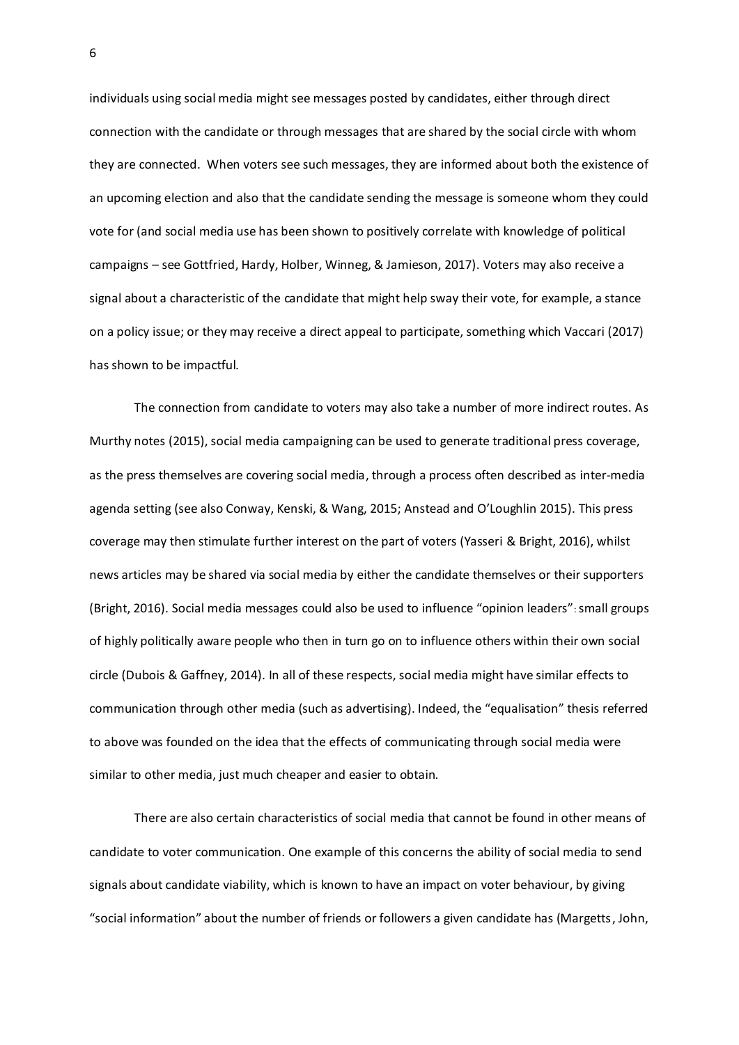individuals using social media might see messages posted by candidates, either through direct connection with the candidate or through messages that are shared by the social circle with whom they are connected. When voters see such messages, they are informed about both the existence of an upcoming election and also that the candidate sending the message is someone whom they could vote for (and social media use has been shown to positively correlate with knowledge of political campaigns – see Gottfried, Hardy, Holber, Winneg, & Jamieson, 2017). Voters may also receive a signal about a characteristic of the candidate that might help sway their vote, for example, a stance on a policy issue; or they may receive a direct appeal to participate, something which Vaccari (2017) has shown to be impactful.

The connection from candidate to voters may also take a number of more indirect routes. As Murthy notes (2015), social media campaigning can be used to generate traditional press coverage, as the press themselves are covering social media, through a process often described as inter-media agenda setting (see also Conway, Kenski, & Wang, 2015; Anstead and O'Loughlin 2015). This press coverage may then stimulate further interest on the part of voters (Yasseri & Bright, 2016), whilst news articles may be shared via social media by either the candidate themselves or their supporters (Bright, 2016). Social media messages could also be used to influence "opinion leaders": small groups of highly politically aware people who then in turn go on to influence others within their own social circle (Dubois & Gaffney, 2014). In all of these respects, social media might have similar effects to communication through other media (such as advertising). Indeed, the "equalisation" thesis referred to above was founded on the idea that the effects of communicating through social media were similar to other media, just much cheaper and easier to obtain.

There are also certain characteristics of social media that cannot be found in other means of candidate to voter communication. One example of this concerns the ability of social media to send signals about candidate viability, which is known to have an impact on voter behaviour, by giving "social information" about the number of friends or followers a given candidate has (Margetts, John,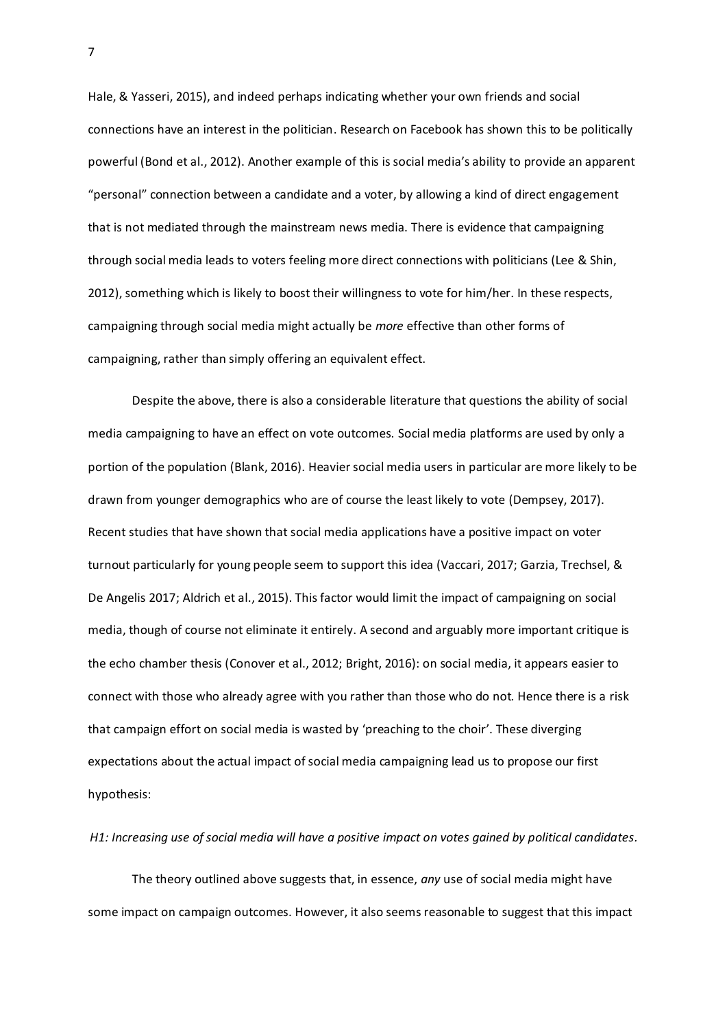Hale, & Yasseri, 2015), and indeed perhaps indicating whether your own friends and social connections have an interest in the politician. Research on Facebook has shown this to be politically powerful (Bond et al., 2012). Another example of this is social media's ability to provide an apparent "personal" connection between a candidate and a voter, by allowing a kind of direct engagement that is not mediated through the mainstream news media. There is evidence that campaigning through social media leads to voters feeling more direct connections with politicians (Lee & Shin, 2012), something which is likely to boost their willingness to vote for him/her. In these respects, campaigning through social media might actually be *more* effective than other forms of campaigning, rather than simply offering an equivalent effect.

Despite the above, there is also a considerable literature that questions the ability of social media campaigning to have an effect on vote outcomes. Social media platforms are used by only a portion of the population (Blank, 2016). Heavier social media users in particular are more likely to be drawn from younger demographics who are of course the least likely to vote (Dempsey, 2017). Recent studies that have shown that social media applications have a positive impact on voter turnout particularly for young people seem to support this idea (Vaccari, 2017; Garzia, Trechsel, & De Angelis 2017; Aldrich et al., 2015). This factor would limit the impact of campaigning on social media, though of course not eliminate it entirely. A second and arguably more important critique is the echo chamber thesis (Conover et al., 2012; Bright, 2016): on social media, it appears easier to connect with those who already agree with you rather than those who do not. Hence there is a risk that campaign effort on social media is wasted by 'preaching to the choir'. These diverging expectations about the actual impact of social media campaigning lead us to propose our first hypothesis:

*H1: Increasing use of social media will have a positive impact on votes gained by political candidates.*

The theory outlined above suggests that, in essence, *any* use of social media might have some impact on campaign outcomes. However, it also seems reasonable to suggest that this impact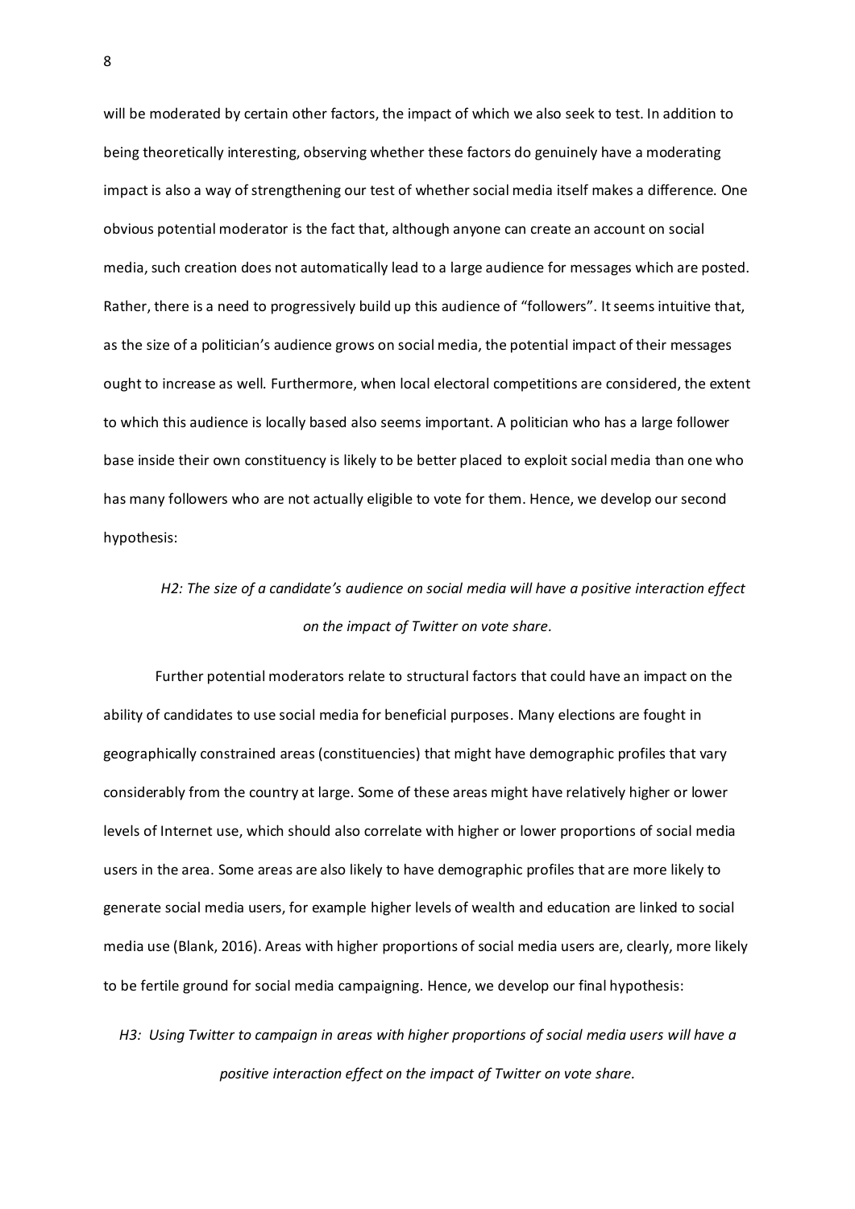will be moderated by certain other factors, the impact of which we also seek to test. In addition to being theoretically interesting, observing whether these factors do genuinely have a moderating impact is also a way of strengthening our test of whether social media itself makes a difference. One obvious potential moderator is the fact that, although anyone can create an account on social media, such creation does not automatically lead to a large audience for messages which are posted. Rather, there is a need to progressively build up this audience of "followers". It seems intuitive that, as the size of a politician's audience grows on social media, the potential impact of their messages ought to increase as well. Furthermore, when local electoral competitions are considered, the extent to which this audience is locally based also seems important. A politician who has a large follower base inside their own constituency is likely to be better placed to exploit social media than one who has many followers who are not actually eligible to vote for them. Hence, we develop our second hypothesis:

*H2: The size of a candidate's audience on social media will have a positive interaction effect on the impact of Twitter on vote share.*

Further potential moderators relate to structural factors that could have an impact on the ability of candidates to use social media for beneficial purposes. Many elections are fought in geographically constrained areas (constituencies) that might have demographic profiles that vary considerably from the country at large. Some of these areas might have relatively higher or lower levels of Internet use, which should also correlate with higher or lower proportions of social media users in the area. Some areas are also likely to have demographic profiles that are more likely to generate social media users, for example higher levels of wealth and education are linked to social media use (Blank, 2016). Areas with higher proportions of social media users are, clearly, more likely to be fertile ground for social media campaigning. Hence, we develop our final hypothesis:

*H3: Using Twitter to campaign in areas with higher proportions of social media users will have a positive interaction effect on the impact of Twitter on vote share.*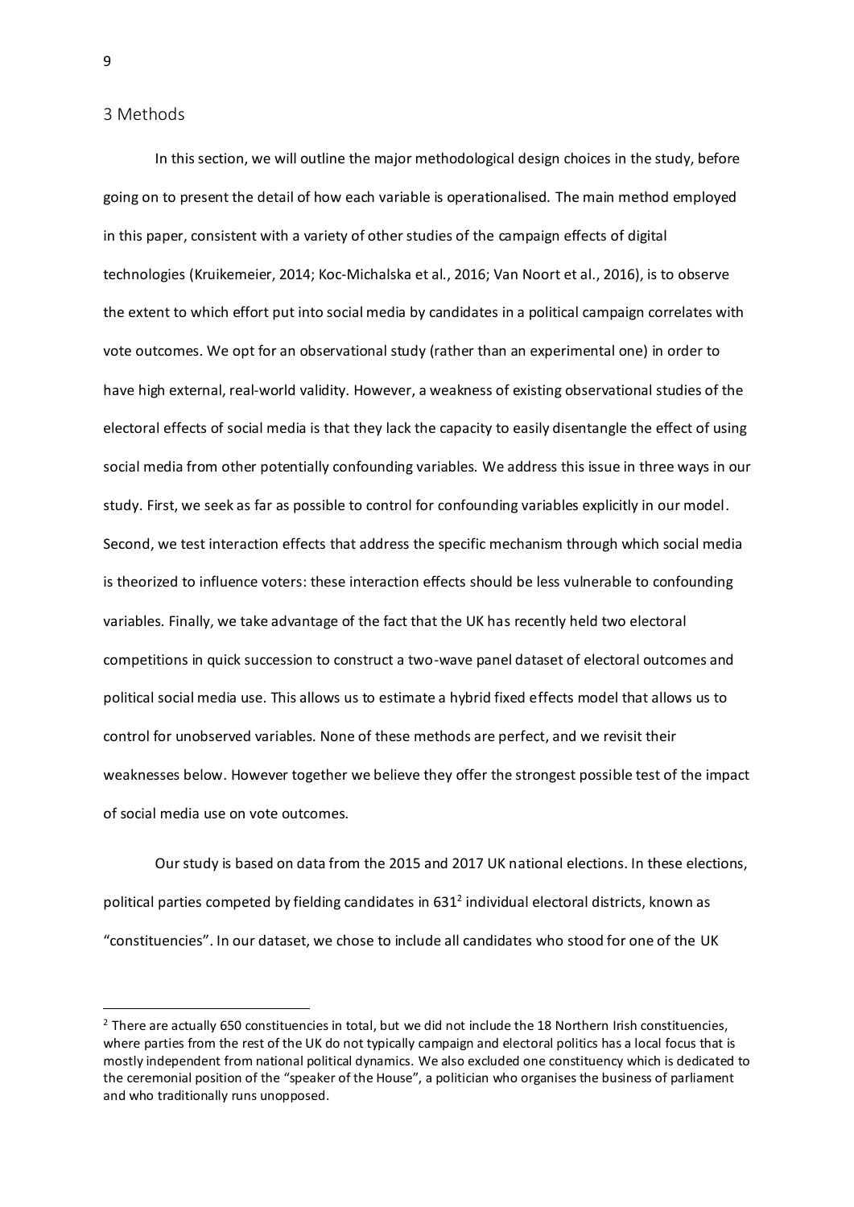## 3 Methods

In this section, we will outline the major methodological design choices in the study, before going on to present the detail of how each variable is operationalised. The main method employed in this paper, consistent with a variety of other studies of the campaign effects of digital technologies (Kruikemeier, 2014; Koc-Michalska et al., 2016; Van Noort et al., 2016), is to observe the extent to which effort put into social media by candidates in a political campaign correlates with vote outcomes. We opt for an observational study (rather than an experimental one) in order to have high external, real-world validity. However, a weakness of existing observational studies of the electoral effects of social media is that they lack the capacity to easily disentangle the effect of using social media from other potentially confounding variables. We address this issue in three ways in our study. First, we seek as far as possible to control for confounding variables explicitly in our model. Second, we test interaction effects that address the specific mechanism through which social media is theorized to influence voters: these interaction effects should be less vulnerable to confounding variables. Finally, we take advantage of the fact that the UK has recently held two electoral competitions in quick succession to construct a two-wave panel dataset of electoral outcomes and political social media use. This allows us to estimate a hybrid fixed effects model that allows us to control for unobserved variables. None of these methods are perfect, and we revisit their weaknesses below. However together we believe they offer the strongest possible test of the impact of social media use on vote outcomes.

Our study is based on data from the 2015 and 2017 UK national elections. In these elections, political parties competed by fielding candidates in 631[2] individual electoral districts, known as "constituencies". In our dataset, we chose to include all candidates who stood for one of the UK

[2] There are actually 650 constituencies in total, but we did not include the 18 Northern Irish constituencies, where parties from the rest of the UK do not typically campaign and electoral politics has a local focus that is mostly independent from national political dynamics. We also excluded one constituency which is dedicated to the ceremonial position of the "speaker of the House", a politician who organises the business of parliament and who traditionally runs unopposed.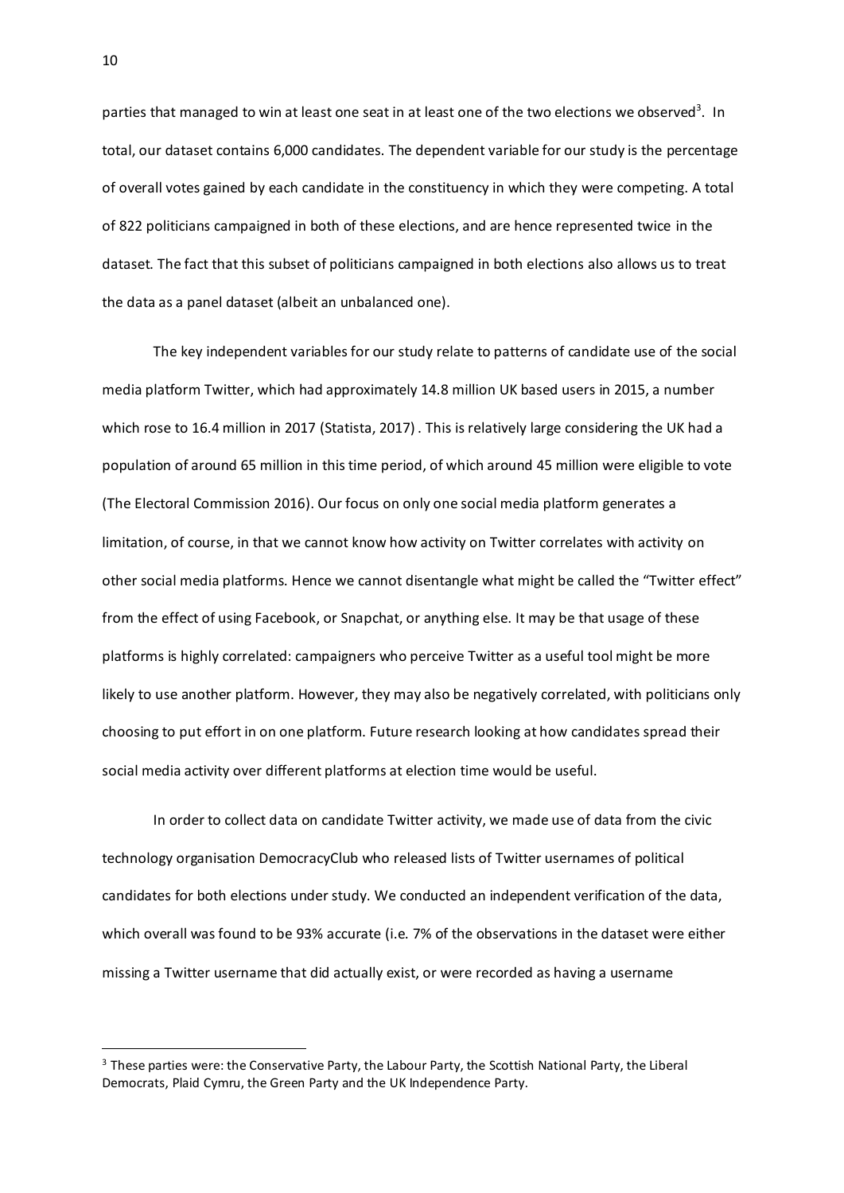parties that managed to win at least one seat in at least one of the two elections we observed[3]. In total, our dataset contains 6,000 candidates. The dependent variable for our study is the percentage of overall votes gained by each candidate in the constituency in which they were competing. A total of 822 politicians campaigned in both of these elections, and are hence represented twice in the dataset. The fact that this subset of politicians campaigned in both elections also allows us to treat the data as a panel dataset (albeit an unbalanced one).

The key independent variables for our study relate to patterns of candidate use of the social media platform Twitter, which had approximately 14.8 million UK based users in 2015, a number which rose to 16.4 million in 2017 (Statista, 2017) . This is relatively large considering the UK had a population of around 65 million in this time period, of which around 45 million were eligible to vote (The Electoral Commission 2016). Our focus on only one social media platform generates a limitation, of course, in that we cannot know how activity on Twitter correlates with activity on other social media platforms. Hence we cannot disentangle what might be called the "Twitter effect" from the effect of using Facebook, or Snapchat, or anything else. It may be that usage of these platforms is highly correlated: campaigners who perceive Twitter as a useful tool might be more likely to use another platform. However, they may also be negatively correlated, with politicians only choosing to put effort in on one platform. Future research looking at how candidates spread their social media activity over different platforms at election time would be useful.

In order to collect data on candidate Twitter activity, we made use of data from the civic technology organisation DemocracyClub who released lists of Twitter usernames of political candidates for both elections under study. We conducted an independent verification of the data, which overall was found to be 93% accurate (i.e. 7% of the observations in the dataset were either missing a Twitter username that did actually exist, or were recorded as having a username

[3] These parties were: the Conservative Party, the Labour Party, the Scottish National Party, the Liberal Democrats, Plaid Cymru, the Green Party and the UK Independence Party.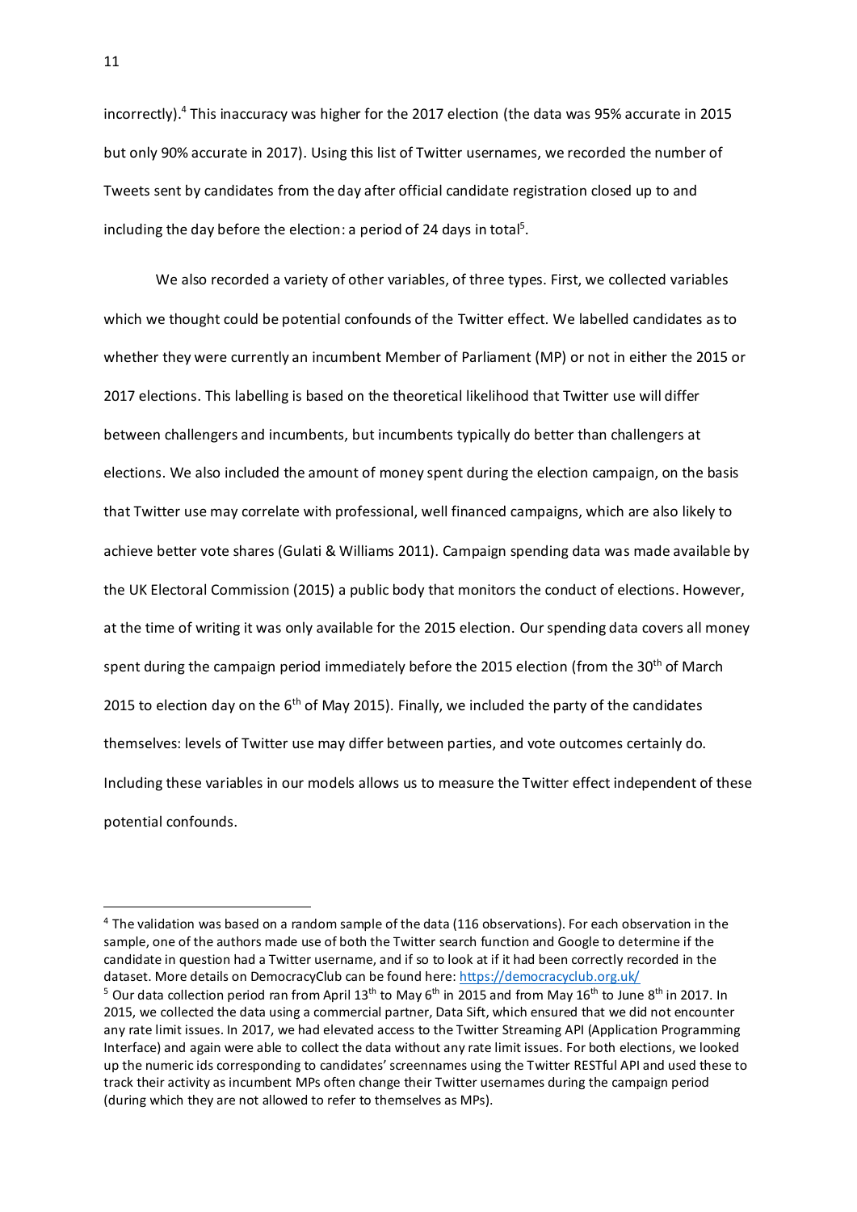incorrectly).[4] This inaccuracy was higher for the 2017 election (the data was 95% accurate in 2015 but only 90% accurate in 2017). Using this list of Twitter usernames, we recorded the number of Tweets sent by candidates from the day after official candidate registration closed up to and including the day before the election: a period of 24 days in total[5].

We also recorded a variety of other variables, of three types. First, we collected variables which we thought could be potential confounds of the Twitter effect. We labelled candidates as to whether they were currently an incumbent Member of Parliament (MP) or not in either the 2015 or 2017 elections. This labelling is based on the theoretical likelihood that Twitter use will differ between challengers and incumbents, but incumbents typically do better than challengers at elections. We also included the amount of money spent during the election campaign, on the basis that Twitter use may correlate with professional, well financed campaigns, which are also likely to achieve better vote shares (Gulati & Williams 2011). Campaign spending data was made available by the UK Electoral Commission (2015) a public body that monitors the conduct of elections. However, at the time of writing it was only available for the 2015 election. Our spending data covers all money spent during the campaign period immediately before the 2015 election (from the 30th of March 2015 to election day on the 6th of May 2015). Finally, we included the party of the candidates themselves: levels of Twitter use may differ between parties, and vote outcomes certainly do. Including these variables in our models allows us to measure the Twitter effect independent of these potential confounds.

---

[4] The validation was based on a random sample of the data (116 observations). For each observation in the sample, one of the authors made use of both the Twitter search function and Google to determine if the candidate in question had a Twitter username, and if so to look at if it had been correctly recorded in the dataset. More details on DemocracyClub can be found here: https://democracyclub.org.uk/

[5] Our data collection period ran from April 13th to May 6th in 2015 and from May 16th to June 8th in 2017. In 2015, we collected the data using a commercial partner, Data Sift, which ensured that we did not encounter any rate limit issues. In 2017, we had elevated access to the Twitter Streaming API (Application Programming Interface) and again were able to collect the data without any rate limit issues. For both elections, we looked up the numeric ids corresponding to candidates' screennames using the Twitter RESTful API and used these to track their activity as incumbent MPs often change their Twitter usernames during the campaign period (during which they are not allowed to refer to themselves as MPs).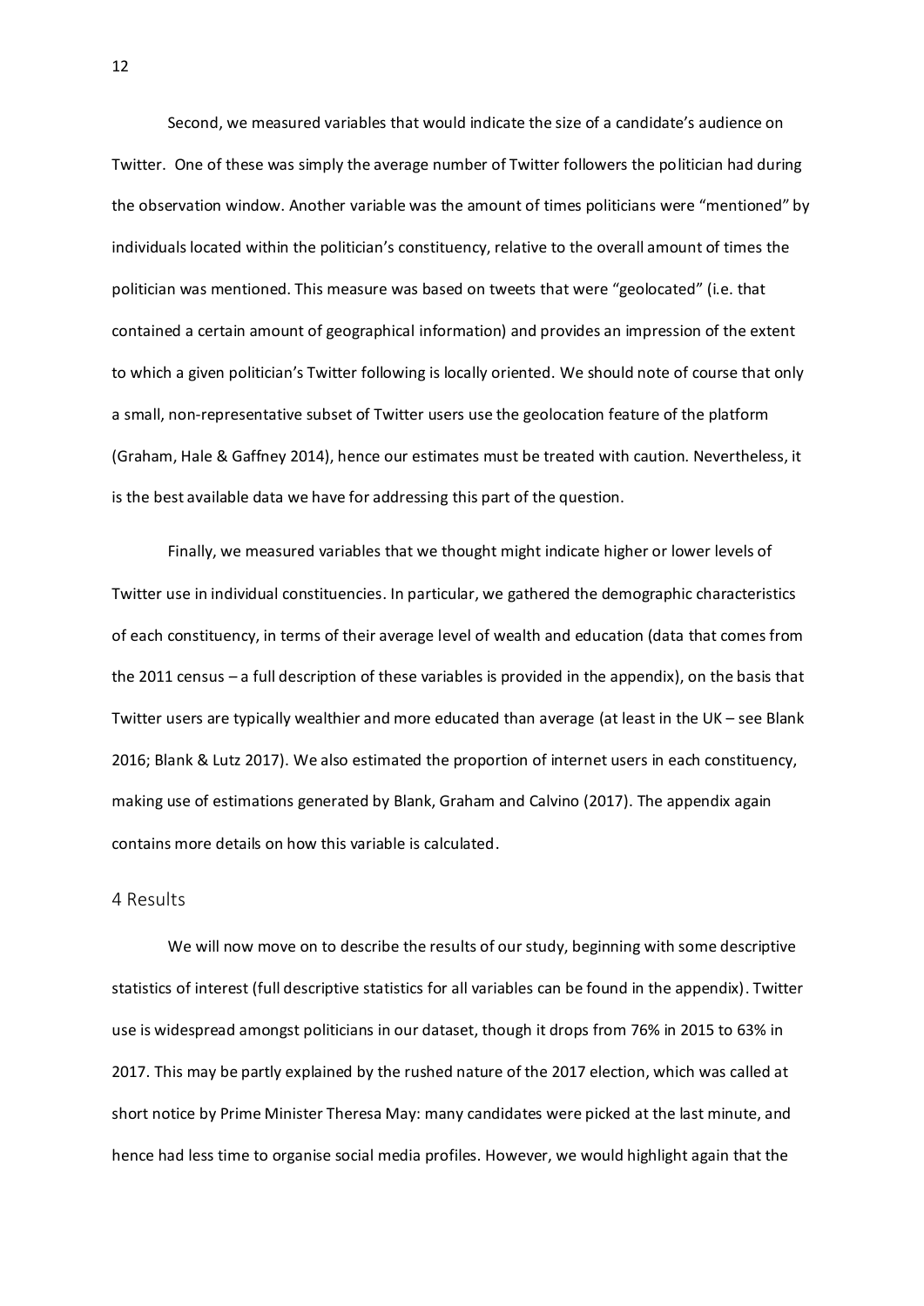Second, we measured variables that would indicate the size of a candidate's audience on Twitter. One of these was simply the average number of Twitter followers the politician had during the observation window. Another variable was the amount of times politicians were "mentioned" by individuals located within the politician's constituency, relative to the overall amount of times the politician was mentioned. This measure was based on tweets that were "geolocated" (i.e. that contained a certain amount of geographical information) and provides an impression of the extent to which a given politician's Twitter following is locally oriented. We should note of course that only a small, non-representative subset of Twitter users use the geolocation feature of the platform (Graham, Hale & Gaffney 2014), hence our estimates must be treated with caution. Nevertheless, it is the best available data we have for addressing this part of the question.

Finally, we measured variables that we thought might indicate higher or lower levels of Twitter use in individual constituencies. In particular, we gathered the demographic characteristics of each constituency, in terms of their average level of wealth and education (data that comes from the 2011 census – a full description of these variables is provided in the appendix), on the basis that Twitter users are typically wealthier and more educated than average (at least in the UK – see Blank 2016; Blank & Lutz 2017). We also estimated the proportion of internet users in each constituency, making use of estimations generated by Blank, Graham and Calvino (2017). The appendix again contains more details on how this variable is calculated.

## 4 Results

We will now move on to describe the results of our study, beginning with some descriptive statistics of interest (full descriptive statistics for all variables can be found in the appendix). Twitter use is widespread amongst politicians in our dataset, though it drops from 76% in 2015 to 63% in 2017. This may be partly explained by the rushed nature of the 2017 election, which was called at short notice by Prime Minister Theresa May: many candidates were picked at the last minute, and hence had less time to organise social media profiles. However, we would highlight again that the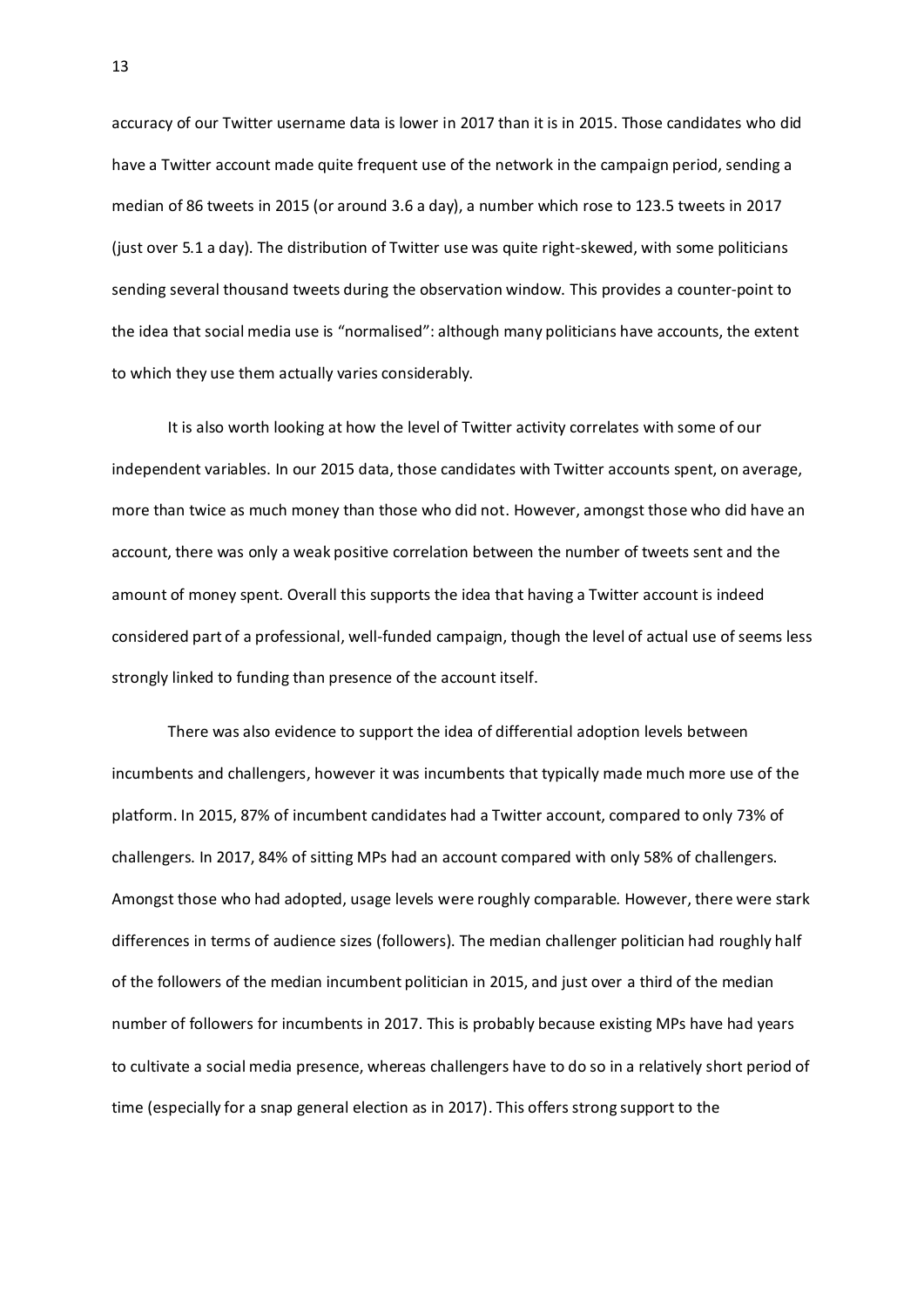accuracy of our Twitter username data is lower in 2017 than it is in 2015. Those candidates who did have a Twitter account made quite frequent use of the network in the campaign period, sending a median of 86 tweets in 2015 (or around 3.6 a day), a number which rose to 123.5 tweets in 2017 (just over 5.1 a day). The distribution of Twitter use was quite right-skewed, with some politicians sending several thousand tweets during the observation window. This provides a counter-point to the idea that social media use is "normalised": although many politicians have accounts, the extent to which they use them actually varies considerably.

It is also worth looking at how the level of Twitter activity correlates with some of our independent variables. In our 2015 data, those candidates with Twitter accounts spent, on average, more than twice as much money than those who did not. However, amongst those who did have an account, there was only a weak positive correlation between the number of tweets sent and the amount of money spent. Overall this supports the idea that having a Twitter account is indeed considered part of a professional, well-funded campaign, though the level of actual use of seems less strongly linked to funding than presence of the account itself.

There was also evidence to support the idea of differential adoption levels between incumbents and challengers, however it was incumbents that typically made much more use of the platform. In 2015, 87% of incumbent candidates had a Twitter account, compared to only 73% of challengers. In 2017, 84% of sitting MPs had an account compared with only 58% of challengers. Amongst those who had adopted, usage levels were roughly comparable. However, there were stark differences in terms of audience sizes (followers). The median challenger politician had roughly half of the followers of the median incumbent politician in 2015, and just over a third of the median number of followers for incumbents in 2017. This is probably because existing MPs have had years to cultivate a social media presence, whereas challengers have to do so in a relatively short period of time (especially for a snap general election as in 2017). This offers strong support to the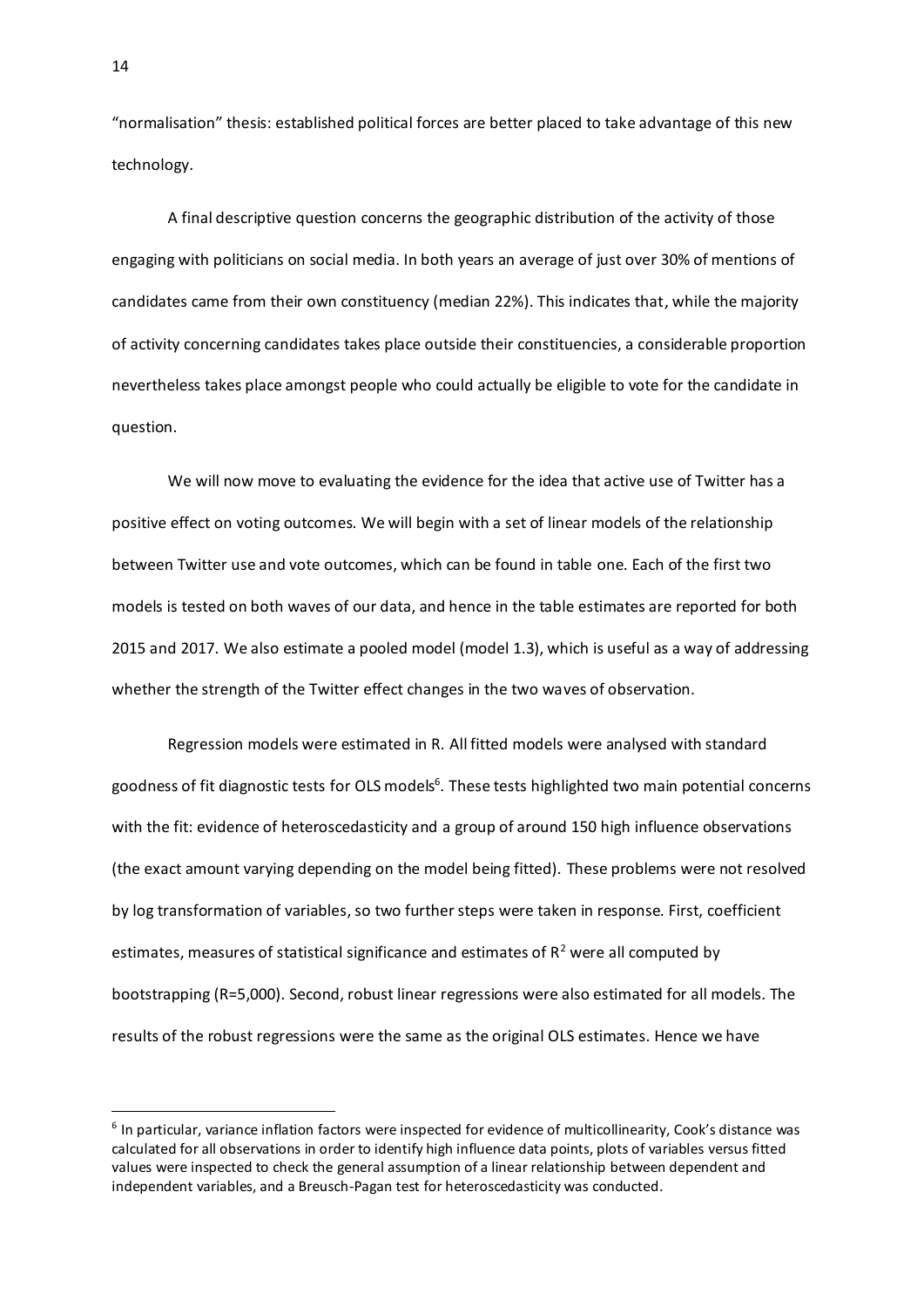"normalisation" thesis: established political forces are better placed to take advantage of this new technology.

A final descriptive question concerns the geographic distribution of the activity of those engaging with politicians on social media. In both years an average of just over 30% of mentions of candidates came from their own constituency (median 22%). This indicates that, while the majority of activity concerning candidates takes place outside their constituencies, a considerable proportion nevertheless takes place amongst people who could actually be eligible to vote for the candidate in question.

We will now move to evaluating the evidence for the idea that active use of Twitter has a positive effect on voting outcomes. We will begin with a set of linear models of the relationship between Twitter use and vote outcomes, which can be found in table one. Each of the first two models is tested on both waves of our data, and hence in the table estimates are reported for both 2015 and 2017. We also estimate a pooled model (model 1.3), which is useful as a way of addressing whether the strength of the Twitter effect changes in the two waves of observation.

Regression models were estimated in R. All fitted models were analysed with standard goodness of fit diagnostic tests for OLS models[6]. These tests highlighted two main potential concerns with the fit: evidence of heteroscedasticity and a group of around 150 high influence observations (the exact amount varying depending on the model being fitted). These problems were not resolved by log transformation of variables, so two further steps were taken in response. First, coefficient estimates, measures of statistical significance and estimates of $R^2$ were all computed by bootstrapping (R=5,000). Second, robust linear regressions were also estimated for all models. The results of the robust regressions were the same as the original OLS estimates. Hence we have

[6] In particular, variance inflation factors were inspected for evidence of multicollinearity, Cook's distance was calculated for all observations in order to identify high influence data points, plots of variables versus fitted values were inspected to check the general assumption of a linear relationship between dependent and independent variables, and a Breusch-Pagan test for heteroscedasticity was conducted.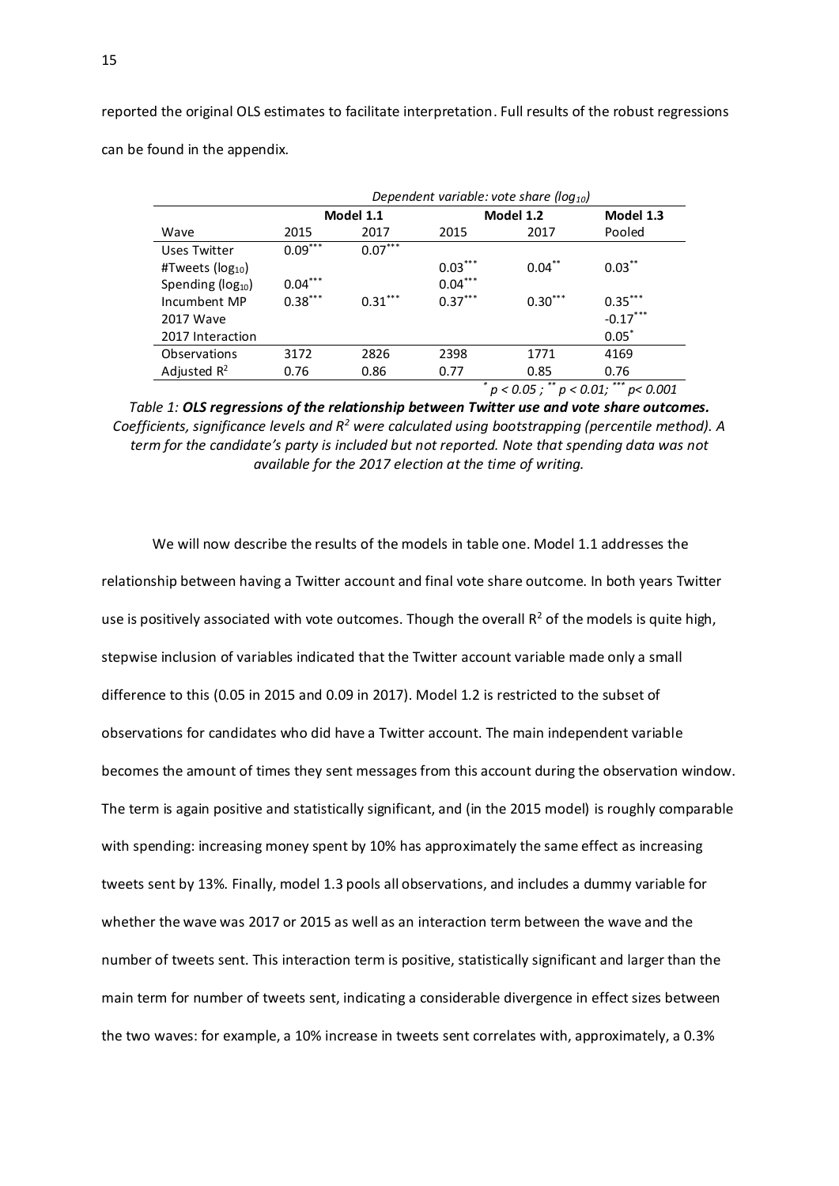reported the original OLS estimates to facilitate interpretation. Full results of the robust regressions can be found in the appendix.

| | *Dependent variable: vote share ($log_{10}$)* | | | | |
|---|---|---|---|---|---|
| | **Model 1.1** | | **Model 1.2** | | **Model 1.3** |
| Wave | 2015 | 2017 | 2015 | 2017 | Pooled |
| Uses Twitter | $0.09^{***}$ | $0.07^{***}$ | | | |
| #Tweets ($log_{10}$) | | | $0.03^{***}$ | $0.04^{**}$ | $0.03^{**}$ |
| Spending ($log_{10}$) | $0.04^{***}$ | | $0.04^{***}$ | | |
| Incumbent MP | $0.38^{***}$ | $0.31^{***}$ | $0.37^{***}$ | $0.30^{***}$ | $0.35^{***}$ |
| 2017 Wave | | | | | $-0.17^{***}$ |
| 2017 Interaction | | | | | $0.05^{*}$ |
| Observations | 3172 | 2826 | 2398 | 1771 | 4169 |
| Adjusted $R^2$ | 0.76 | 0.86 | 0.77 | 0.85 | 0.76 |

*$^{*}p < 0.05$ ; $^{**}p < 0.01$; $^{***}p < 0.001$*

*Table 1: **OLS regressions of the relationship between Twitter use and vote share outcomes.** Coefficients, significance levels and $R^2$ were calculated using bootstrapping (percentile method). A term for the candidate's party is included but not reported. Note that spending data was not available for the 2017 election at the time of writing.*

We will now describe the results of the models in table one. Model 1.1 addresses the relationship between having a Twitter account and final vote share outcome. In both years Twitter use is positively associated with vote outcomes. Though the overall $R^2$ of the models is quite high, stepwise inclusion of variables indicated that the Twitter account variable made only a small difference to this (0.05 in 2015 and 0.09 in 2017). Model 1.2 is restricted to the subset of observations for candidates who did have a Twitter account. The main independent variable becomes the amount of times they sent messages from this account during the observation window. The term is again positive and statistically significant, and (in the 2015 model) is roughly comparable with spending: increasing money spent by 10% has approximately the same effect as increasing tweets sent by 13%. Finally, model 1.3 pools all observations, and includes a dummy variable for whether the wave was 2017 or 2015 as well as an interaction term between the wave and the number of tweets sent. This interaction term is positive, statistically significant and larger than the main term for number of tweets sent, indicating a considerable divergence in effect sizes between the two waves: for example, a 10% increase in tweets sent correlates with, approximately, a 0.3%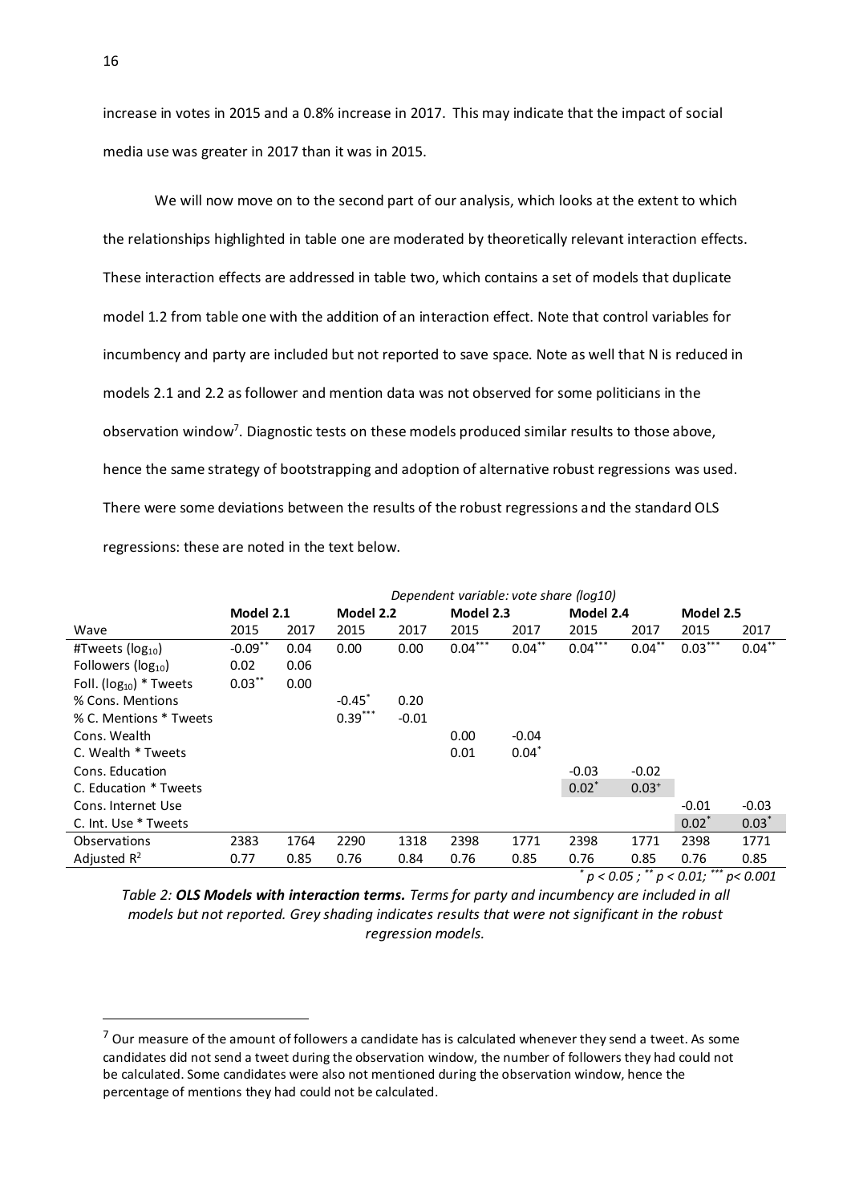increase in votes in 2015 and a 0.8% increase in 2017. This may indicate that the impact of social media use was greater in 2017 than it was in 2015.

We will now move on to the second part of our analysis, which looks at the extent to which the relationships highlighted in table one are moderated by theoretically relevant interaction effects. These interaction effects are addressed in table two, which contains a set of models that duplicate model 1.2 from table one with the addition of an interaction effect. Note that control variables for incumbency and party are included but not reported to save space. Note as well that N is reduced in models 2.1 and 2.2 as follower and mention data was not observed for some politicians in the observation window[7]. Diagnostic tests on these models produced similar results to those above, hence the same strategy of bootstrapping and adoption of alternative robust regressions was used. There were some deviations between the results of the robust regressions and the standard OLS regressions: these are noted in the text below.

| | *Dependent variable: vote share (log10)* | | | | | | | | | |
|---|---|---|---|---|---|---|---|---|---|---|
| | **Model 2.1** | | **Model 2.2** | | **Model 2.3** | | **Model 2.4** | | **Model 2.5** | |
| Wave | 2015 | 2017 | 2015 | 2017 | 2015 | 2017 | 2015 | 2017 | 2015 | 2017 |
| #Tweets ($log_{10}$) | $-0.09^{**}$ | 0.04 | 0.00 | 0.00 | $0.04^{***}$ | $0.04^{**}$ | $0.04^{***}$ | $0.04^{**}$ | $0.03^{***}$ | $0.04^{**}$ |
| Followers ($log_{10}$) | 0.02 | 0.06 | | | | | | | | |
| Foll. ($log_{10}$) * Tweets | $0.03^{**}$ | 0.00 | | | | | | | | |
| % Cons. Mentions | | | $-0.45^{*}$ | 0.20 | | | | | | |
| % C. Mentions * Tweets | | | $0.39^{***}$ | -0.01 | | | | | | |
| Cons. Wealth | | | | | 0.00 | -0.04 | | | | |
| C. Wealth * Tweets | | | | | 0.01 | $0.04^{*}$ | | | | |
| Cons. Education | | | | | | | -0.03 | -0.02 | | |
| C. Education * Tweets | | | | | | | $0.02^{*}$ | $0.03^{+}$ | | |
| Cons. Internet Use | | | | | | | | | -0.01 | -0.03 |
| C. Int. Use * Tweets | | | | | | | | | $0.02^{*}$ | $0.03^{*}$ |
| Observations | 2383 | 1764 | 2290 | 1318 | 2398 | 1771 | 2398 | 1771 | 2398 | 1771 |
| Adjusted $R^2$ | 0.77 | 0.85 | 0.76 | 0.84 | 0.76 | 0.85 | 0.76 | 0.85 | 0.76 | 0.85 |

$^{*}$ $p < 0.05$ ; $^{**}$ $p < 0.01$; $^{***}$ $p < 0.001$

*Table 2:* ***OLS Models with interaction terms.*** *Terms for party and incumbency are included in all models but not reported. Grey shading indicates results that were not significant in the robust regression models.*

[7] Our measure of the amount of followers a candidate has is calculated whenever they send a tweet. As some candidates did not send a tweet during the observation window, the number of followers they had could not be calculated. Some candidates were also not mentioned during the observation window, hence the percentage of mentions they had could not be calculated.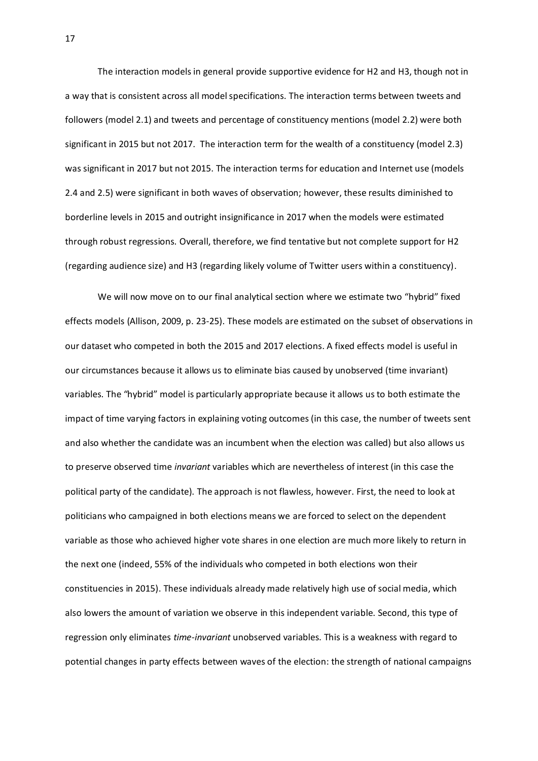The interaction models in general provide supportive evidence for H2 and H3, though not in a way that is consistent across all model specifications. The interaction terms between tweets and followers (model 2.1) and tweets and percentage of constituency mentions (model 2.2) were both significant in 2015 but not 2017. The interaction term for the wealth of a constituency (model 2.3) was significant in 2017 but not 2015. The interaction terms for education and Internet use (models 2.4 and 2.5) were significant in both waves of observation; however, these results diminished to borderline levels in 2015 and outright insignificance in 2017 when the models were estimated through robust regressions. Overall, therefore, we find tentative but not complete support for H2 (regarding audience size) and H3 (regarding likely volume of Twitter users within a constituency).

We will now move on to our final analytical section where we estimate two "hybrid" fixed effects models (Allison, 2009, p. 23-25). These models are estimated on the subset of observations in our dataset who competed in both the 2015 and 2017 elections. A fixed effects model is useful in our circumstances because it allows us to eliminate bias caused by unobserved (time invariant) variables. The "hybrid" model is particularly appropriate because it allows us to both estimate the impact of time varying factors in explaining voting outcomes (in this case, the number of tweets sent and also whether the candidate was an incumbent when the election was called) but also allows us to preserve observed time *invariant* variables which are nevertheless of interest (in this case the political party of the candidate). The approach is not flawless, however. First, the need to look at politicians who campaigned in both elections means we are forced to select on the dependent variable as those who achieved higher vote shares in one election are much more likely to return in the next one (indeed, 55% of the individuals who competed in both elections won their constituencies in 2015). These individuals already made relatively high use of social media, which also lowers the amount of variation we observe in this independent variable. Second, this type of regression only eliminates *time-invariant* unobserved variables. This is a weakness with regard to potential changes in party effects between waves of the election: the strength of national campaigns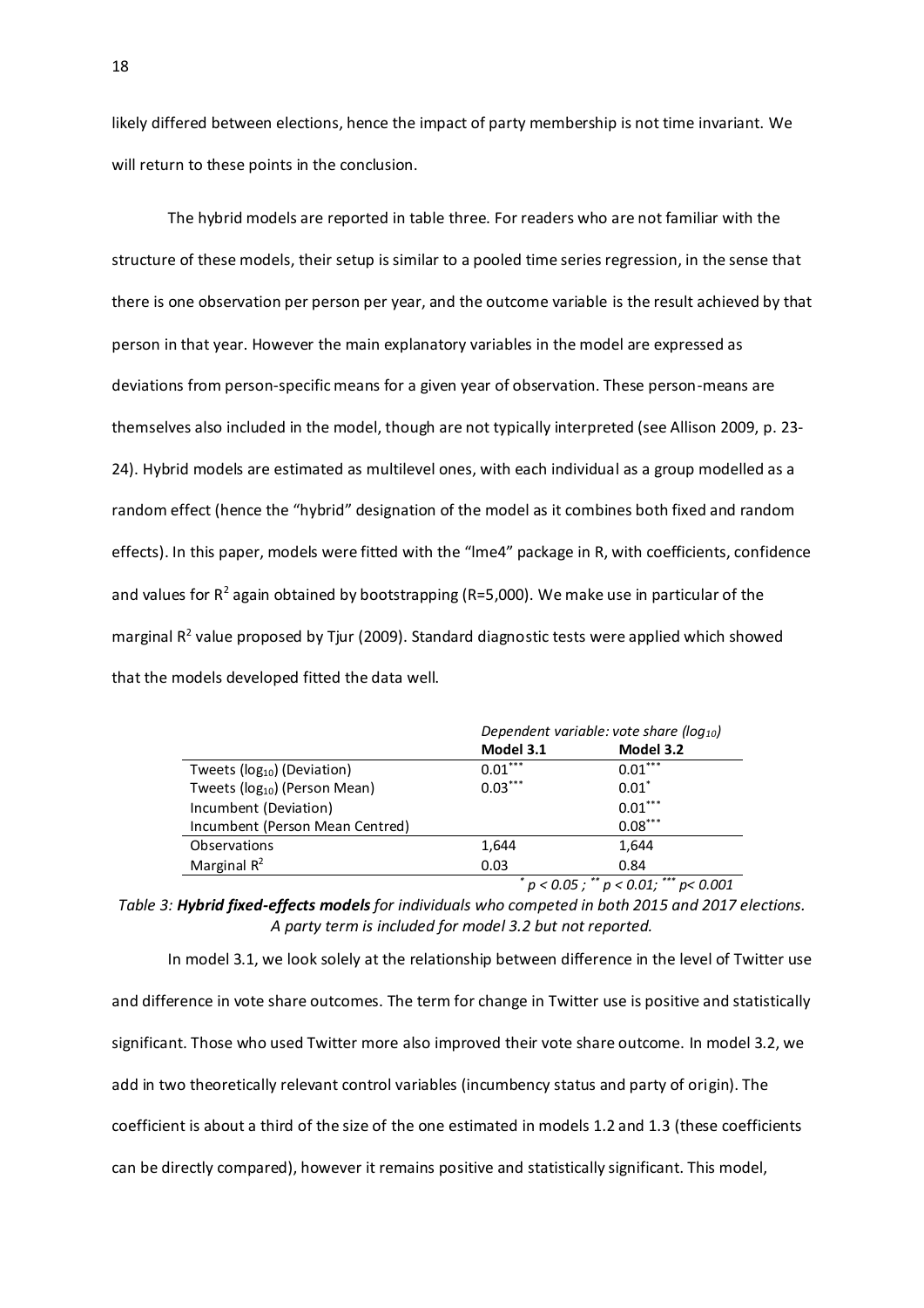likely differed between elections, hence the impact of party membership is not time invariant. We will return to these points in the conclusion.

The hybrid models are reported in table three. For readers who are not familiar with the structure of these models, their setup is similar to a pooled time series regression, in the sense that there is one observation per person per year, and the outcome variable is the result achieved by that person in that year. However the main explanatory variables in the model are expressed as deviations from person-specific means for a given year of observation. These person-means are themselves also included in the model, though are not typically interpreted (see Allison 2009, p. 23-24). Hybrid models are estimated as multilevel ones, with each individual as a group modelled as a random effect (hence the "hybrid" designation of the model as it combines both fixed and random effects). In this paper, models were fitted with the "lme4" package in R, with coefficients, confidence and values for $R^2$ again obtained by bootstrapping (R=5,000). We make use in particular of the marginal $R^2$ value proposed by Tjur (2009). Standard diagnostic tests were applied which showed that the models developed fitted the data well.

| | *Dependent variable: vote share ($log_{10}$)* | |
|---|---|---|
| | **Model 3.1** | **Model 3.2** |
| Tweets ($log_{10}$) (Deviation) | $0.01^{***}$ | $0.01^{***}$ |
| Tweets ($log_{10}$) (Person Mean) | $0.03^{***}$ | $0.01^{*}$ |
| Incumbent (Deviation) | | $0.01^{***}$ |
| Incumbent (Person Mean Centred) | | $0.08^{***}$ |
| Observations | 1,644 | 1,644 |
| Marginal $R^2$ | 0.03 | 0.84 |

*$^{*}$ $p < 0.05$ ; $^{**}$ $p < 0.01$; $^{***}$ $p < 0.001$*

*Table 3: **Hybrid fixed-effects models** for individuals who competed in both 2015 and 2017 elections. A party term is included for model 3.2 but not reported.*

In model 3.1, we look solely at the relationship between difference in the level of Twitter use and difference in vote share outcomes. The term for change in Twitter use is positive and statistically significant. Those who used Twitter more also improved their vote share outcome. In model 3.2, we add in two theoretically relevant control variables (incumbency status and party of origin). The coefficient is about a third of the size of the one estimated in models 1.2 and 1.3 (these coefficients can be directly compared), however it remains positive and statistically significant. This model,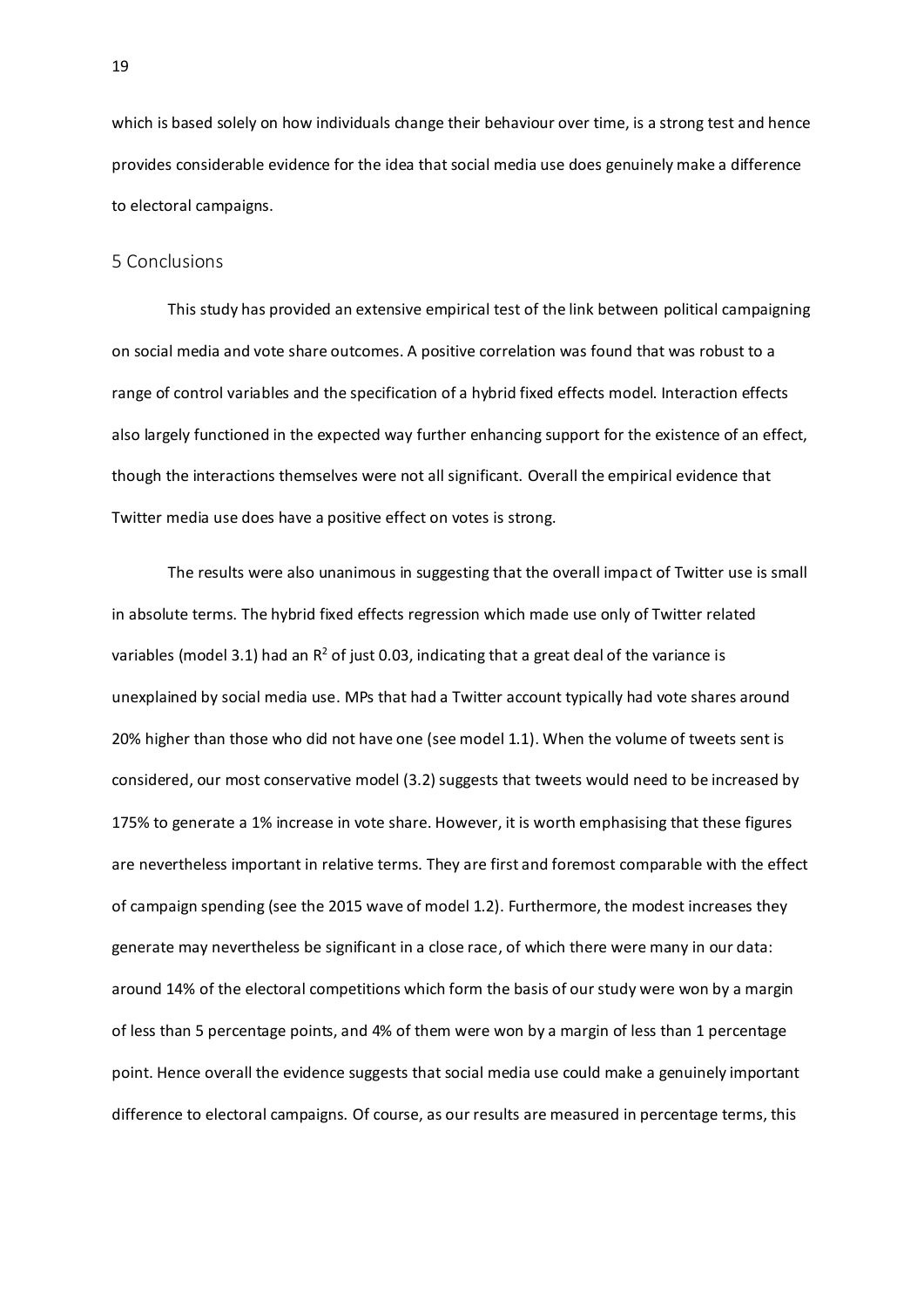which is based solely on how individuals change their behaviour over time, is a strong test and hence provides considerable evidence for the idea that social media use does genuinely make a difference to electoral campaigns.

## 5 Conclusions

This study has provided an extensive empirical test of the link between political campaigning on social media and vote share outcomes. A positive correlation was found that was robust to a range of control variables and the specification of a hybrid fixed effects model. Interaction effects also largely functioned in the expected way further enhancing support for the existence of an effect, though the interactions themselves were not all significant. Overall the empirical evidence that Twitter media use does have a positive effect on votes is strong.

The results were also unanimous in suggesting that the overall impact of Twitter use is small in absolute terms. The hybrid fixed effects regression which made use only of Twitter related variables (model 3.1) had an $R^2$ of just 0.03, indicating that a great deal of the variance is unexplained by social media use. MPs that had a Twitter account typically had vote shares around 20% higher than those who did not have one (see model 1.1). When the volume of tweets sent is considered, our most conservative model (3.2) suggests that tweets would need to be increased by 175% to generate a 1% increase in vote share. However, it is worth emphasising that these figures are nevertheless important in relative terms. They are first and foremost comparable with the effect of campaign spending (see the 2015 wave of model 1.2). Furthermore, the modest increases they generate may nevertheless be significant in a close race, of which there were many in our data: around 14% of the electoral competitions which form the basis of our study were won by a margin of less than 5 percentage points, and 4% of them were won by a margin of less than 1 percentage point. Hence overall the evidence suggests that social media use could make a genuinely important difference to electoral campaigns. Of course, as our results are measured in percentage terms, this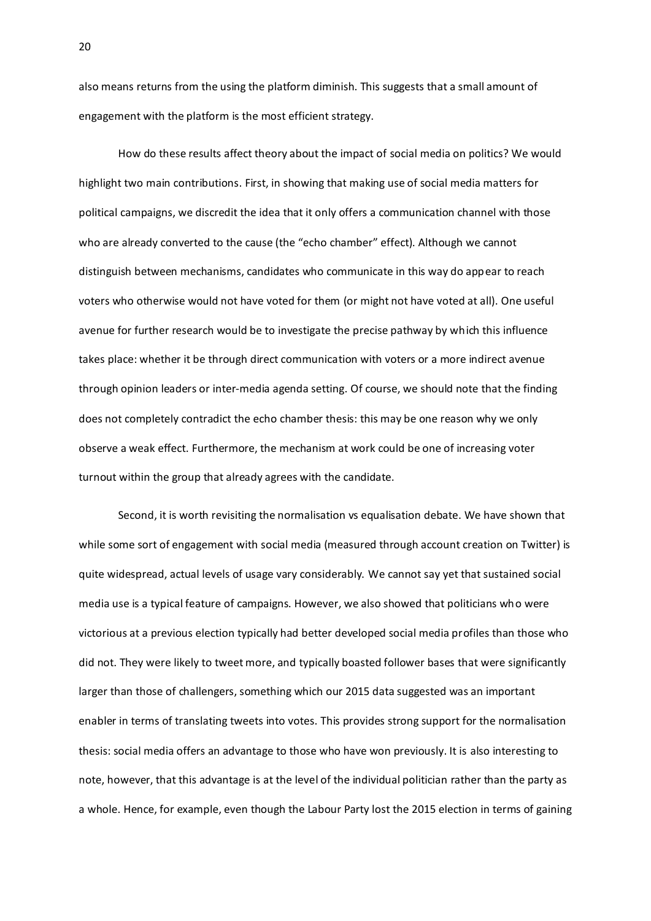also means returns from the using the platform diminish. This suggests that a small amount of engagement with the platform is the most efficient strategy.

How do these results affect theory about the impact of social media on politics? We would highlight two main contributions. First, in showing that making use of social media matters for political campaigns, we discredit the idea that it only offers a communication channel with those who are already converted to the cause (the "echo chamber" effect). Although we cannot distinguish between mechanisms, candidates who communicate in this way do appear to reach voters who otherwise would not have voted for them (or might not have voted at all). One useful avenue for further research would be to investigate the precise pathway by which this influence takes place: whether it be through direct communication with voters or a more indirect avenue through opinion leaders or inter-media agenda setting. Of course, we should note that the finding does not completely contradict the echo chamber thesis: this may be one reason why we only observe a weak effect. Furthermore, the mechanism at work could be one of increasing voter turnout within the group that already agrees with the candidate.

Second, it is worth revisiting the normalisation vs equalisation debate. We have shown that while some sort of engagement with social media (measured through account creation on Twitter) is quite widespread, actual levels of usage vary considerably. We cannot say yet that sustained social media use is a typical feature of campaigns. However, we also showed that politicians who were victorious at a previous election typically had better developed social media profiles than those who did not. They were likely to tweet more, and typically boasted follower bases that were significantly larger than those of challengers, something which our 2015 data suggested was an important enabler in terms of translating tweets into votes. This provides strong support for the normalisation thesis: social media offers an advantage to those who have won previously. It is also interesting to note, however, that this advantage is at the level of the individual politician rather than the party as a whole. Hence, for example, even though the Labour Party lost the 2015 election in terms of gaining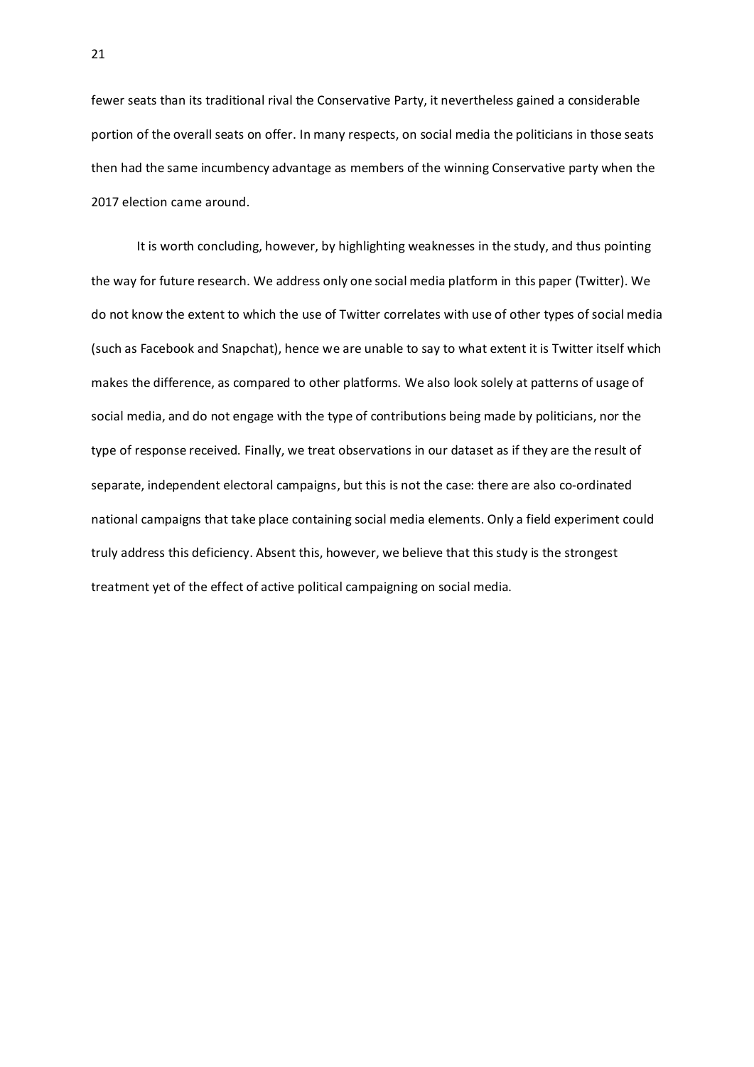fewer seats than its traditional rival the Conservative Party, it nevertheless gained a considerable portion of the overall seats on offer. In many respects, on social media the politicians in those seats then had the same incumbency advantage as members of the winning Conservative party when the 2017 election came around.

It is worth concluding, however, by highlighting weaknesses in the study, and thus pointing the way for future research. We address only one social media platform in this paper (Twitter). We do not know the extent to which the use of Twitter correlates with use of other types of social media (such as Facebook and Snapchat), hence we are unable to say to what extent it is Twitter itself which makes the difference, as compared to other platforms. We also look solely at patterns of usage of social media, and do not engage with the type of contributions being made by politicians, nor the type of response received. Finally, we treat observations in our dataset as if they are the result of separate, independent electoral campaigns, but this is not the case: there are also co-ordinated national campaigns that take place containing social media elements. Only a field experiment could truly address this deficiency. Absent this, however, we believe that this study is the strongest treatment yet of the effect of active political campaigning on social media.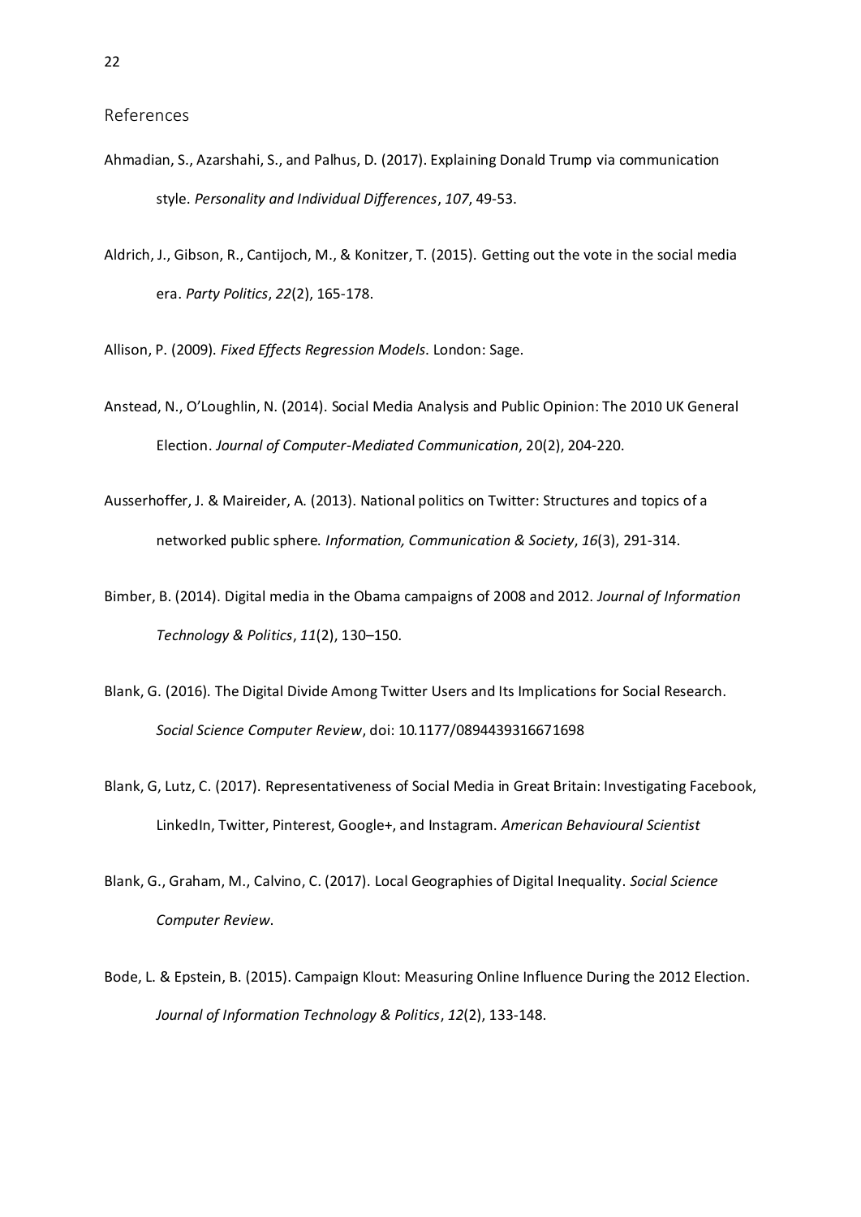## References

Ahmadian, S., Azarshahi, S., and Palhus, D. (2017). Explaining Donald Trump via communication style. *Personality and Individual Differences*, *107*, 49-53.

Aldrich, J., Gibson, R., Cantijoch, M., & Konitzer, T. (2015). Getting out the vote in the social media era. *Party Politics*, *22*(2), 165-178.

Allison, P. (2009). *Fixed Effects Regression Models*. London: Sage.

Anstead, N., O'Loughlin, N. (2014). Social Media Analysis and Public Opinion: The 2010 UK General Election. *Journal of Computer-Mediated Communication*, 20(2), 204-220.

Ausserhoffer, J. & Maireider, A. (2013). National politics on Twitter: Structures and topics of a networked public sphere. *Information, Communication & Society*, *16*(3), 291-314.

Bimber, B. (2014). Digital media in the Obama campaigns of 2008 and 2012. *Journal of Information Technology & Politics*, *11*(2), 130–150.

Blank, G. (2016). The Digital Divide Among Twitter Users and Its Implications for Social Research. *Social Science Computer Review*, doi: 10.1177/0894439316671698

Blank, G, Lutz, C. (2017). Representativeness of Social Media in Great Britain: Investigating Facebook, LinkedIn, Twitter, Pinterest, Google+, and Instagram. *American Behavioural Scientist*

Blank, G., Graham, M., Calvino, C. (2017). Local Geographies of Digital Inequality. *Social Science Computer Review*.

Bode, L. & Epstein, B. (2015). Campaign Klout: Measuring Online Influence During the 2012 Election. *Journal of Information Technology & Politics*, *12*(2), 133-148.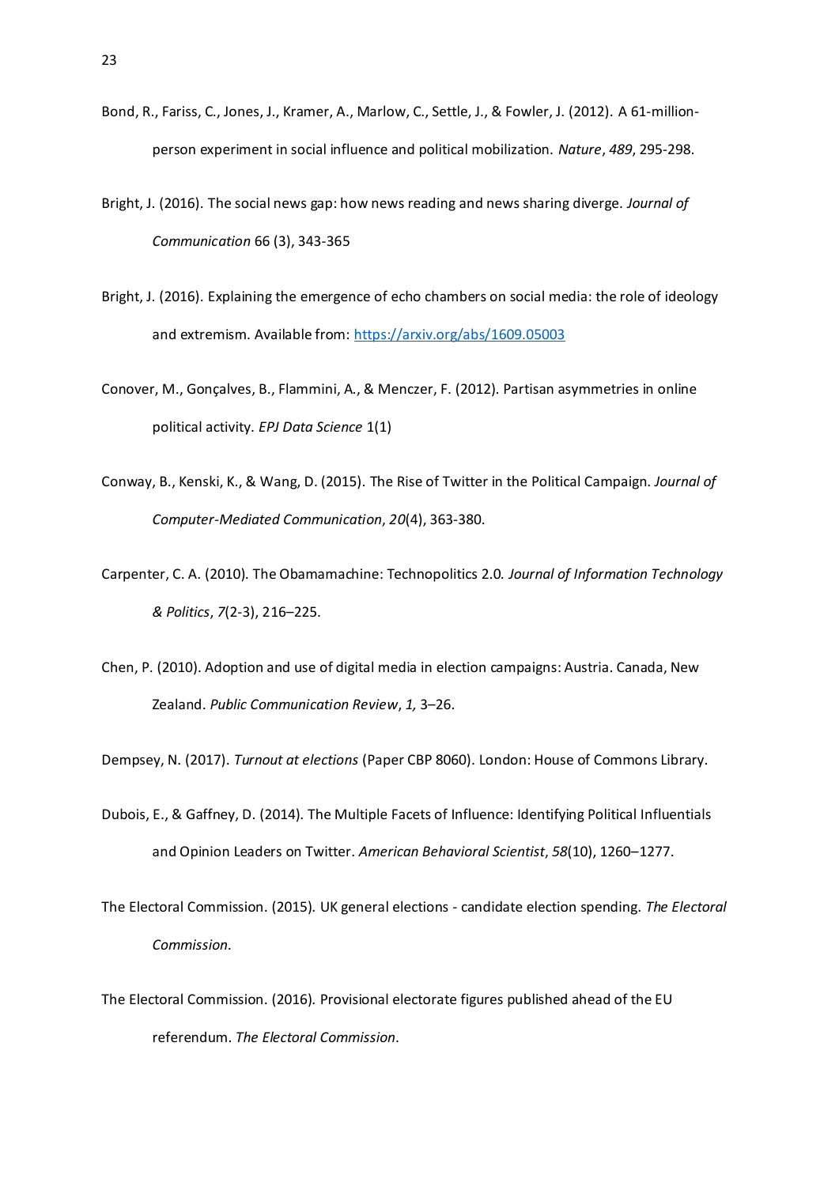Bond, R., Fariss, C., Jones, J., Kramer, A., Marlow, C., Settle, J., & Fowler, J. (2012). A 61-million-person experiment in social influence and political mobilization. *Nature*, *489*, 295-298.

Bright, J. (2016). The social news gap: how news reading and news sharing diverge. *Journal of Communication* 66 (3), 343-365

Bright, J. (2016). Explaining the emergence of echo chambers on social media: the role of ideology and extremism. Available from: https://arxiv.org/abs/1609.05003

Conover, M., Gonçalves, B., Flammini, A., & Menczer, F. (2012). Partisan asymmetries in online political activity. *EPJ Data Science* 1(1)

Conway, B., Kenski, K., & Wang, D. (2015). The Rise of Twitter in the Political Campaign. *Journal of Computer-Mediated Communication*, *20*(4), 363-380.

Carpenter, C. A. (2010). The Obamamachine: Technopolitics 2.0. *Journal of Information Technology & Politics*, *7*(2-3), 216–225.

Chen, P. (2010). Adoption and use of digital media in election campaigns: Austria. Canada, New Zealand. *Public Communication Review*, *1,* 3–26.

Dempsey, N. (2017). *Turnout at elections* (Paper CBP 8060). London: House of Commons Library.

Dubois, E., & Gaffney, D. (2014). The Multiple Facets of Influence: Identifying Political Influentials and Opinion Leaders on Twitter. *American Behavioral Scientist*, *58*(10), 1260–1277.

The Electoral Commission. (2015). UK general elections - candidate election spending. *The Electoral Commission*.

The Electoral Commission. (2016). Provisional electorate figures published ahead of the EU referendum. *The Electoral Commission*.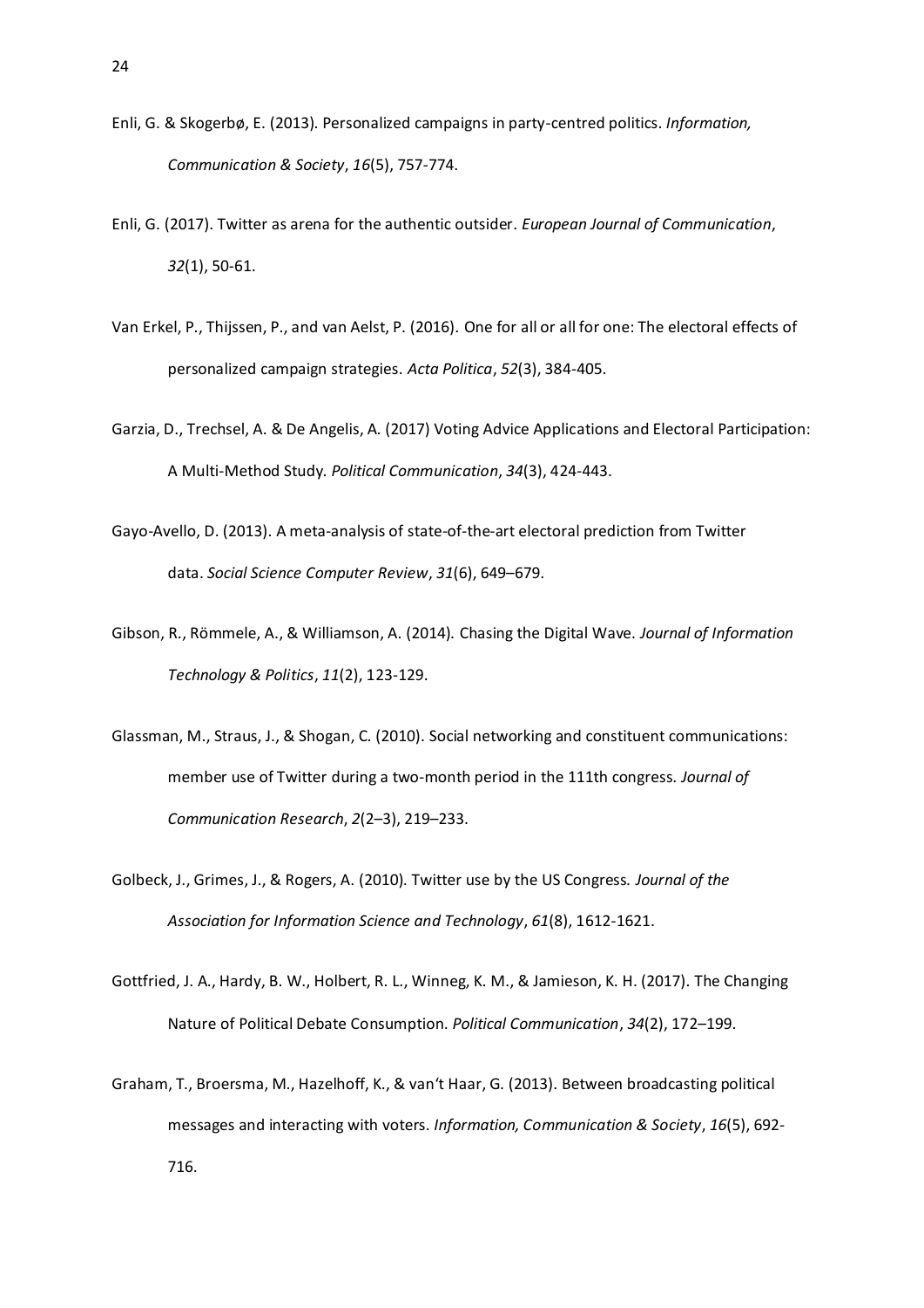Enli, G. & Skogerbø, E. (2013). Personalized campaigns in party-centred politics. *Information, Communication & Society*, *16*(5), 757-774.

Enli, G. (2017). Twitter as arena for the authentic outsider. *European Journal of Communication*, *32*(1), 50-61.

Van Erkel, P., Thijssen, P., and van Aelst, P. (2016). One for all or all for one: The electoral effects of personalized campaign strategies. *Acta Politica*, *52*(3), 384-405.

Garzia, D., Trechsel, A. & De Angelis, A. (2017) Voting Advice Applications and Electoral Participation: A Multi-Method Study. *Political Communication*, *34*(3), 424-443.

Gayo-Avello, D. (2013). A meta-analysis of state-of-the-art electoral prediction from Twitter data. *Social Science Computer Review*, *31*(6), 649–679.

Gibson, R., Römmele, A., & Williamson, A. (2014). Chasing the Digital Wave. *Journal of Information Technology & Politics*, *11*(2), 123-129.

Glassman, M., Straus, J., & Shogan, C. (2010). Social networking and constituent communications: member use of Twitter during a two-month period in the 111th congress. *Journal of Communication Research*, *2*(2–3), 219–233.

Golbeck, J., Grimes, J., & Rogers, A. (2010). Twitter use by the US Congress. *Journal of the Association for Information Science and Technology*, *61*(8), 1612-1621.

Gottfried, J. A., Hardy, B. W., Holbert, R. L., Winneg, K. M., & Jamieson, K. H. (2017). The Changing Nature of Political Debate Consumption. *Political Communication*, *34*(2), 172–199.

Graham, T., Broersma, M., Hazelhoff, K., & van't Haar, G. (2013). Between broadcasting political messages and interacting with voters. *Information, Communication & Society*, *16*(5), 692-716.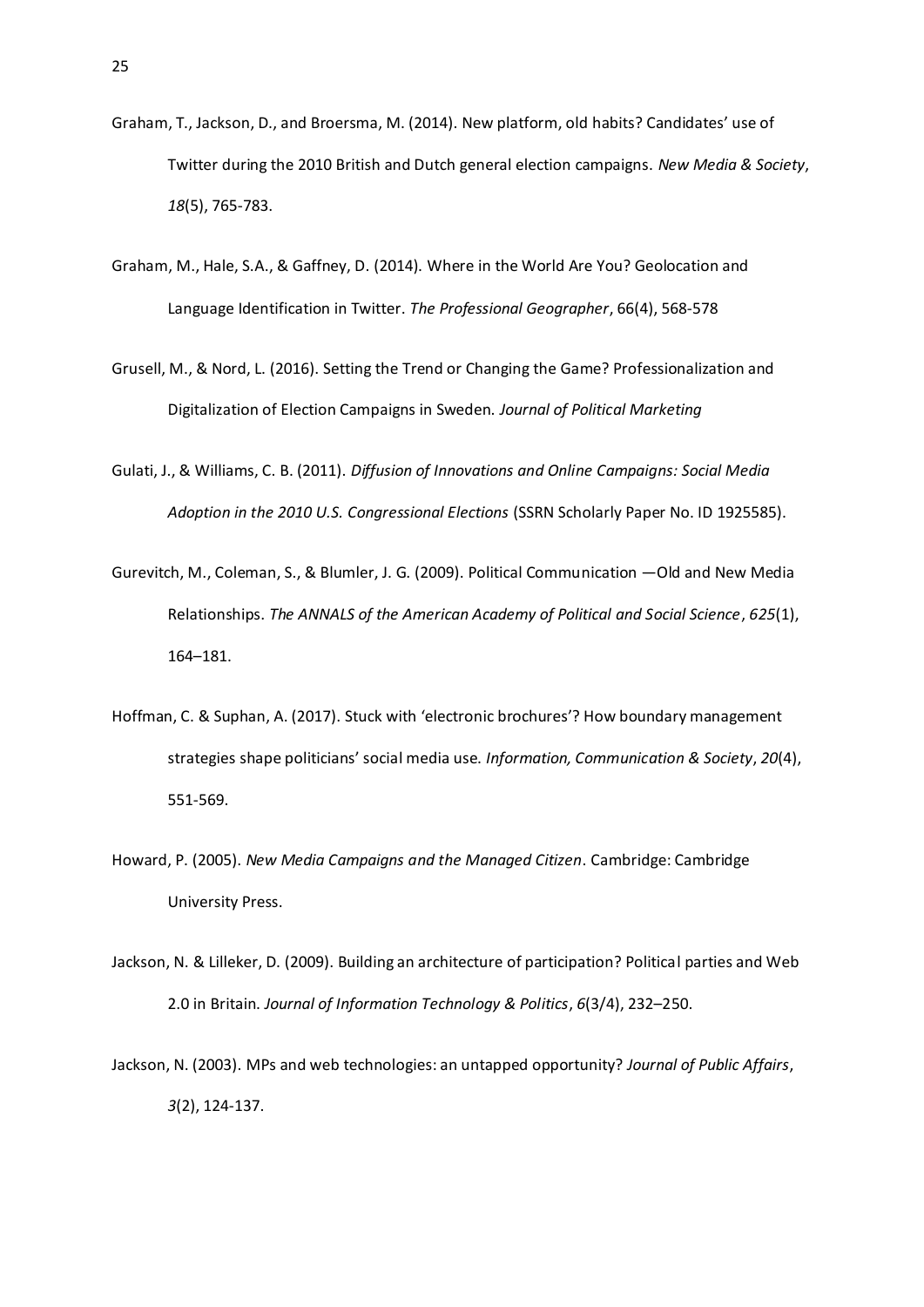Graham, T., Jackson, D., and Broersma, M. (2014). New platform, old habits? Candidates' use of Twitter during the 2010 British and Dutch general election campaigns. *New Media & Society*, *18*(5), 765-783.

Graham, M., Hale, S.A., & Gaffney, D. (2014). Where in the World Are You? Geolocation and Language Identification in Twitter. *The Professional Geographer*, 66(4), 568-578

Grusell, M., & Nord, L. (2016). Setting the Trend or Changing the Game? Professionalization and Digitalization of Election Campaigns in Sweden. *Journal of Political Marketing*

Gulati, J., & Williams, C. B. (2011). *Diffusion of Innovations and Online Campaigns: Social Media Adoption in the 2010 U.S. Congressional Elections* (SSRN Scholarly Paper No. ID 1925585).

Gurevitch, M., Coleman, S., & Blumler, J. G. (2009). Political Communication —Old and New Media Relationships. *The ANNALS of the American Academy of Political and Social Science*, *625*(1), 164–181.

Hoffman, C. & Suphan, A. (2017). Stuck with 'electronic brochures'? How boundary management strategies shape politicians' social media use. *Information, Communication & Society*, *20*(4), 551-569.

Howard, P. (2005). *New Media Campaigns and the Managed Citizen*. Cambridge: Cambridge University Press.

Jackson, N. & Lilleker, D. (2009). Building an architecture of participation? Political parties and Web 2.0 in Britain. *Journal of Information Technology & Politics*, *6*(3/4), 232–250.

Jackson, N. (2003). MPs and web technologies: an untapped opportunity? *Journal of Public Affairs*, *3*(2), 124-137.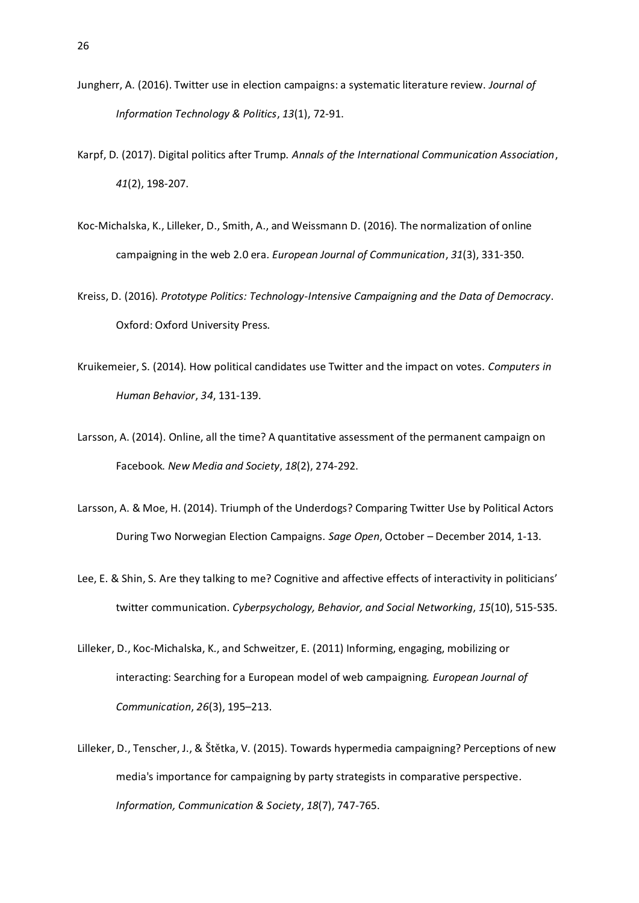Jungherr, A. (2016). Twitter use in election campaigns: a systematic literature review. *Journal of Information Technology & Politics*, *13*(1), 72-91.

Karpf, D. (2017). Digital politics after Trump. *Annals of the International Communication Association*, *41*(2), 198-207.

Koc-Michalska, K., Lilleker, D., Smith, A., and Weissmann D. (2016). The normalization of online campaigning in the web 2.0 era. *European Journal of Communication*, *31*(3), 331-350.

Kreiss, D. (2016). *Prototype Politics: Technology-Intensive Campaigning and the Data of Democracy*. Oxford: Oxford University Press.

Kruikemeier, S. (2014). How political candidates use Twitter and the impact on votes. *Computers in Human Behavior*, *34*, 131-139.

Larsson, A. (2014). Online, all the time? A quantitative assessment of the permanent campaign on Facebook. *New Media and Society*, *18*(2), 274-292.

Larsson, A. & Moe, H. (2014). Triumph of the Underdogs? Comparing Twitter Use by Political Actors During Two Norwegian Election Campaigns. *Sage Open*, October – December 2014, 1-13.

Lee, E. & Shin, S. Are they talking to me? Cognitive and affective effects of interactivity in politicians' twitter communication. *Cyberpsychology, Behavior, and Social Networking*, *15*(10), 515-535.

Lilleker, D., Koc-Michalska, K., and Schweitzer, E. (2011) Informing, engaging, mobilizing or interacting: Searching for a European model of web campaigning. *European Journal of Communication*, *26*(3), 195–213.

Lilleker, D., Tenscher, J., & Štětka, V. (2015). Towards hypermedia campaigning? Perceptions of new media's importance for campaigning by party strategists in comparative perspective. *Information, Communication & Society*, *18*(7), 747-765.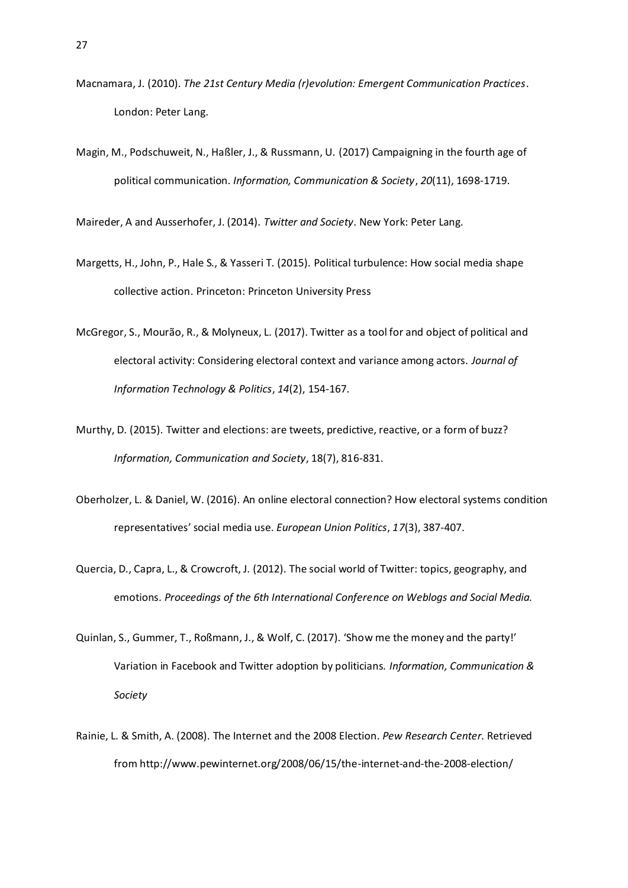Macnamara, J. (2010). *The 21st Century Media (r)evolution: Emergent Communication Practices*. London: Peter Lang.

Magin, M., Podschuweit, N., Haßler, J., & Russmann, U. (2017) Campaigning in the fourth age of political communication. *Information, Communication & Society*, *20*(11), 1698-1719.

Maireder, A and Ausserhofer, J. (2014). *Twitter and Society*. New York: Peter Lang.

Margetts, H., John, P., Hale S., & Yasseri T. (2015). Political turbulence: How social media shape collective action. Princeton: Princeton University Press

McGregor, S., Mourão, R., & Molyneux, L. (2017). Twitter as a tool for and object of political and electoral activity: Considering electoral context and variance among actors. *Journal of Information Technology & Politics*, *14*(2), 154-167.

Murthy, D. (2015). Twitter and elections: are tweets, predictive, reactive, or a form of buzz? *Information, Communication and Society*, 18(7), 816-831.

Oberholzer, L. & Daniel, W. (2016). An online electoral connection? How electoral systems condition representatives' social media use. *European Union Politics*, *17*(3), 387-407.

Quercia, D., Capra, L., & Crowcroft, J. (2012). The social world of Twitter: topics, geography, and emotions. *Proceedings of the 6th International Conference on Weblogs and Social Media.*

Quinlan, S., Gummer, T., Roßmann, J., & Wolf, C. (2017). 'Show me the money and the party!' Variation in Facebook and Twitter adoption by politicians. *Information, Communication & Society*

Rainie, L. & Smith, A. (2008). The Internet and the 2008 Election. *Pew Research Center*. Retrieved from http://www.pewinternet.org/2008/06/15/the-internet-and-the-2008-election/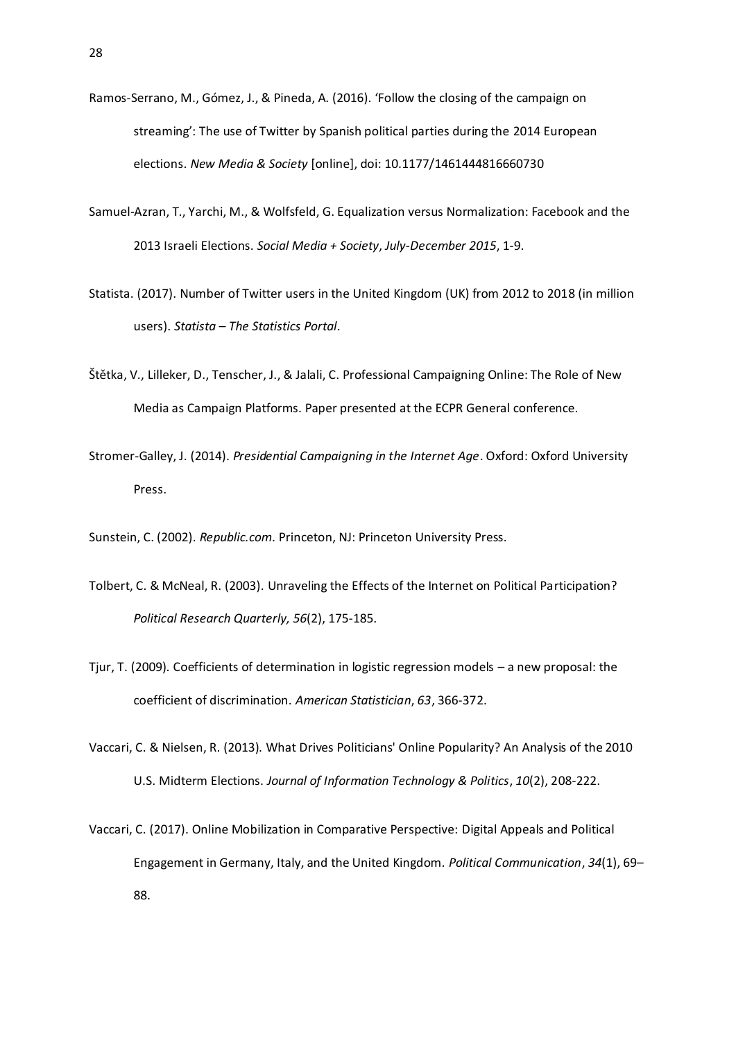Ramos-Serrano, M., Gómez, J., & Pineda, A. (2016). 'Follow the closing of the campaign on streaming': The use of Twitter by Spanish political parties during the 2014 European elections. *New Media & Society* [online], doi: 10.1177/1461444816660730

Samuel-Azran, T., Yarchi, M., & Wolfsfeld, G. Equalization versus Normalization: Facebook and the 2013 Israeli Elections. *Social Media + Society*, *July-December 2015*, 1-9.

Statista. (2017). Number of Twitter users in the United Kingdom (UK) from 2012 to 2018 (in million users). *Statista – The Statistics Portal*.

Štětka, V., Lilleker, D., Tenscher, J., & Jalali, C. Professional Campaigning Online: The Role of New Media as Campaign Platforms. Paper presented at the ECPR General conference.

Stromer-Galley, J. (2014). *Presidential Campaigning in the Internet Age*. Oxford: Oxford University Press.

Sunstein, C. (2002). *Republic.com*. Princeton, NJ: Princeton University Press.

Tolbert, C. & McNeal, R. (2003). Unraveling the Effects of the Internet on Political Participation? *Political Research Quarterly, 56*(2), 175-185.

Tjur, T. (2009). Coefficients of determination in logistic regression models – a new proposal: the coefficient of discrimination. *American Statistician*, *63*, 366-372.

Vaccari, C. & Nielsen, R. (2013). What Drives Politicians' Online Popularity? An Analysis of the 2010 U.S. Midterm Elections. *Journal of Information Technology & Politics*, *10*(2), 208-222.

Vaccari, C. (2017). Online Mobilization in Comparative Perspective: Digital Appeals and Political Engagement in Germany, Italy, and the United Kingdom. *Political Communication*, *34*(1), 69–88.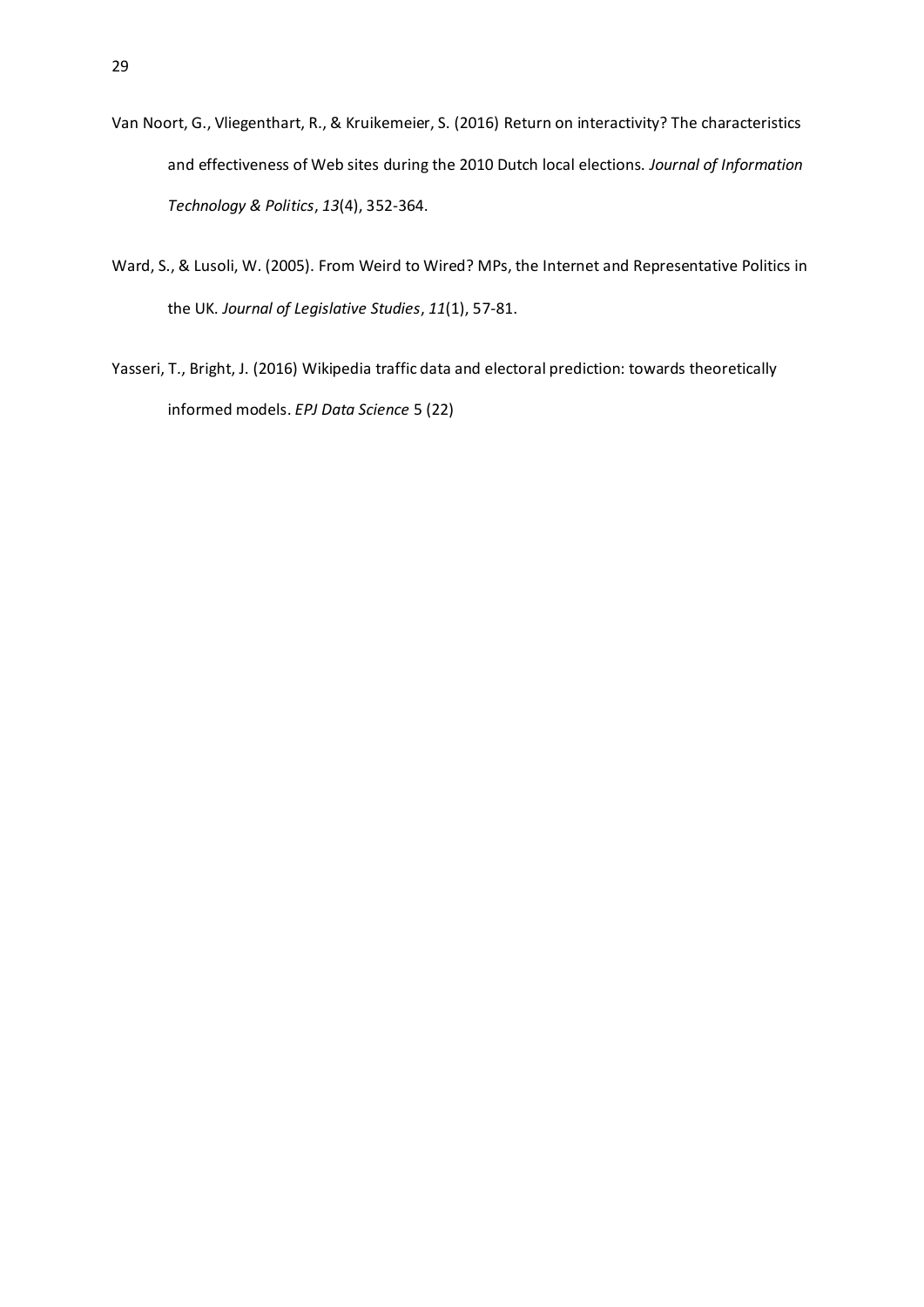Van Noort, G., Vliegenthart, R., & Kruikemeier, S. (2016) Return on interactivity? The characteristics and effectiveness of Web sites during the 2010 Dutch local elections. *Journal of Information Technology & Politics*, *13*(4), 352-364.

Ward, S., & Lusoli, W. (2005). From Weird to Wired? MPs, the Internet and Representative Politics in the UK. *Journal of Legislative Studies*, *11*(1), 57-81.

Yasseri, T., Bright, J. (2016) Wikipedia traffic data and electoral prediction: towards theoretically informed models. *EPJ Data Science* 5 (22)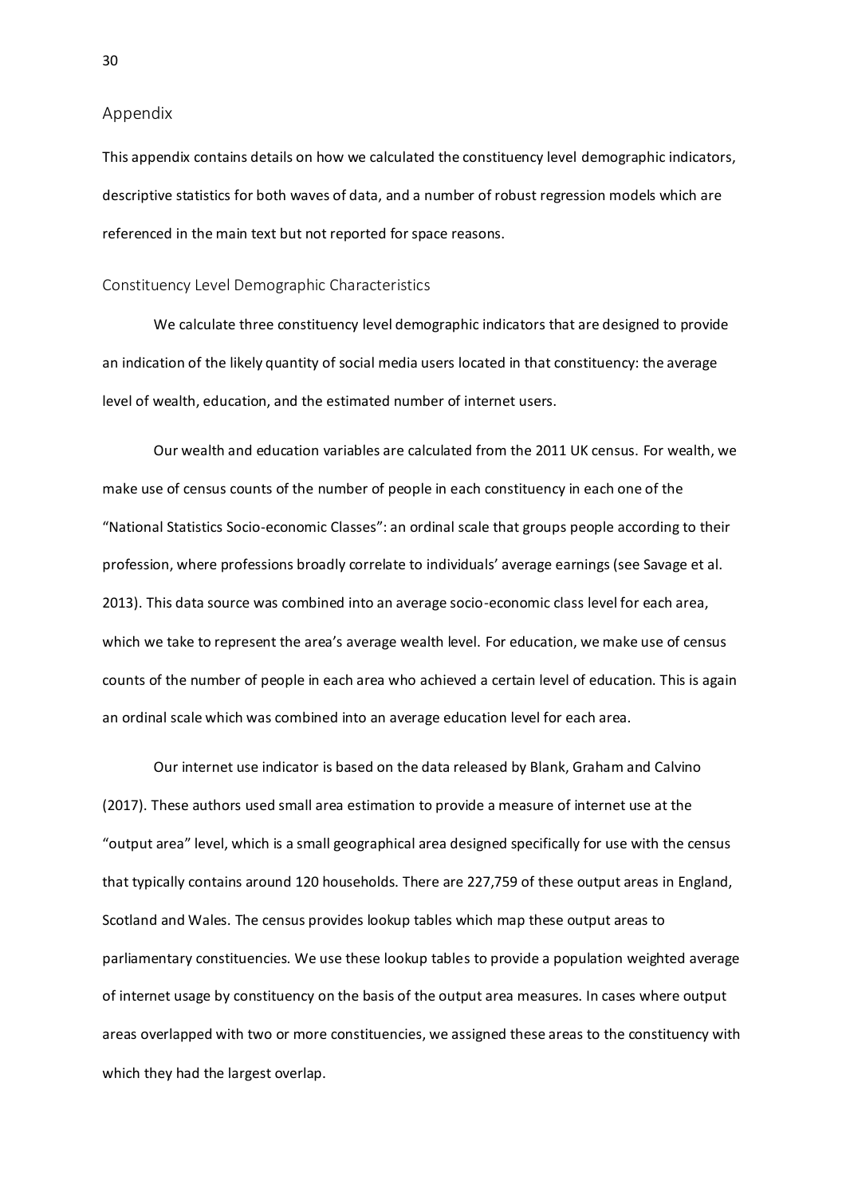## Appendix

This appendix contains details on how we calculated the constituency level demographic indicators, descriptive statistics for both waves of data, and a number of robust regression models which are referenced in the main text but not reported for space reasons.

### Constituency Level Demographic Characteristics

We calculate three constituency level demographic indicators that are designed to provide an indication of the likely quantity of social media users located in that constituency: the average level of wealth, education, and the estimated number of internet users.

Our wealth and education variables are calculated from the 2011 UK census. For wealth, we make use of census counts of the number of people in each constituency in each one of the "National Statistics Socio-economic Classes": an ordinal scale that groups people according to their profession, where professions broadly correlate to individuals' average earnings (see Savage et al. 2013). This data source was combined into an average socio-economic class level for each area, which we take to represent the area's average wealth level. For education, we make use of census counts of the number of people in each area who achieved a certain level of education. This is again an ordinal scale which was combined into an average education level for each area.

Our internet use indicator is based on the data released by Blank, Graham and Calvino (2017). These authors used small area estimation to provide a measure of internet use at the "output area" level, which is a small geographical area designed specifically for use with the census that typically contains around 120 households. There are 227,759 of these output areas in England, Scotland and Wales. The census provides lookup tables which map these output areas to parliamentary constituencies. We use these lookup tables to provide a population weighted average of internet usage by constituency on the basis of the output area measures. In cases where output areas overlapped with two or more constituencies, we assigned these areas to the constituency with which they had the largest overlap.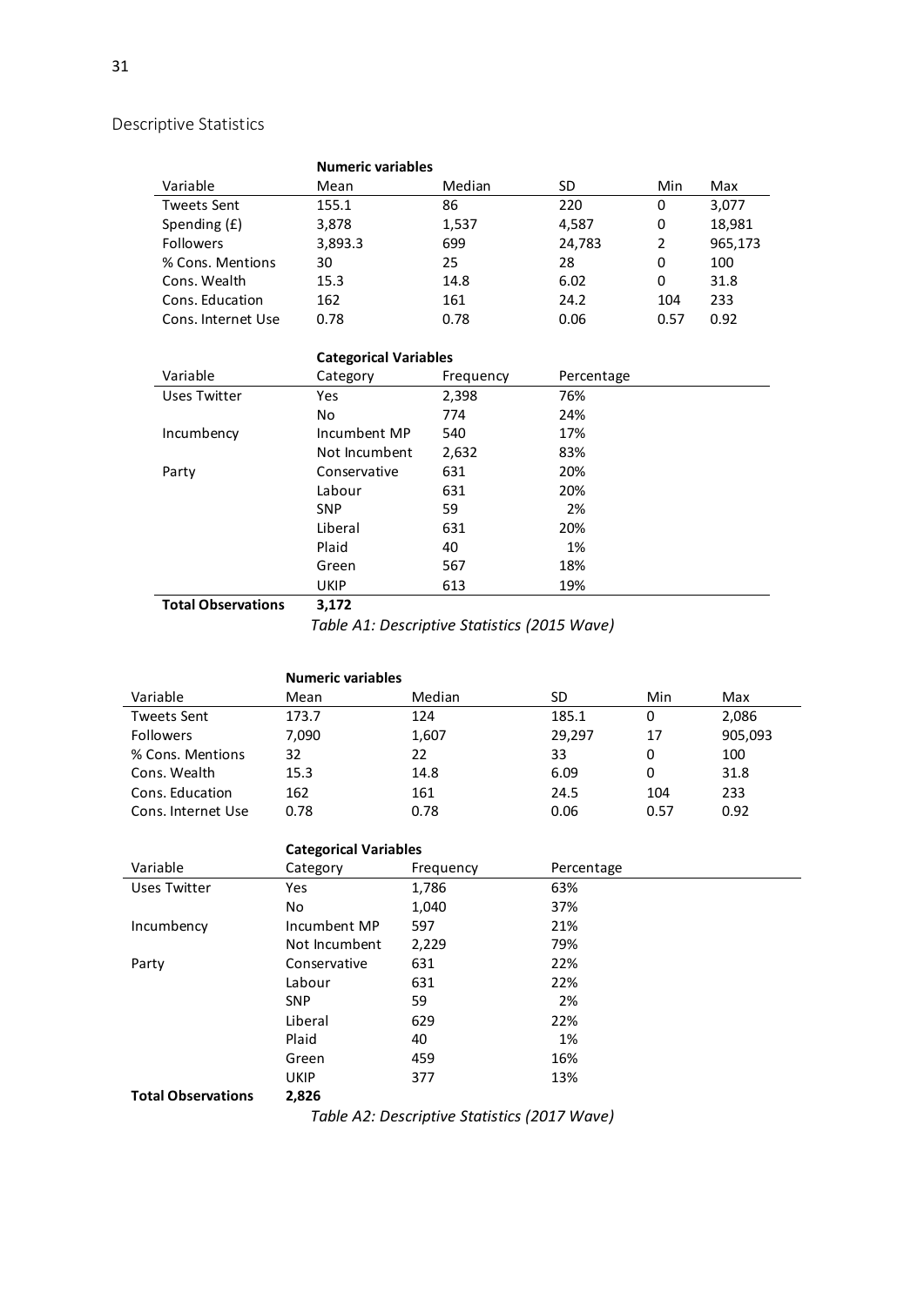## Descriptive Statistics

| | **Numeric variables** | | | | |
|---|---|---|---|---|---|
| Variable | Mean | Median | SD | Min | Max |
| Tweets Sent | 155.1 | 86 | 220 | 0 | 3,077 |
| Spending (£) | 3,878 | 1,537 | 4,587 | 0 | 18,981 |
| Followers | 3,893.3 | 699 | 24,783 | 2 | 965,173 |
| % Cons. Mentions | 30 | 25 | 28 | 0 | 100 |
| Cons. Wealth | 15.3 | 14.8 | 6.02 | 0 | 31.8 |
| Cons. Education | 162 | 161 | 24.2 | 104 | 233 |
| Cons. Internet Use | 0.78 | 0.78 | 0.06 | 0.57 | 0.92 |

| | **Categorical Variables** | | |
|---|---|---|---|
| Variable | Category | Frequency | Percentage |
| Uses Twitter | Yes | 2,398 | 76% |
| | No | 774 | 24% |
| Incumbency | Incumbent MP | 540 | 17% |
| | Not Incumbent | 2,632 | 83% |
| Party | Conservative | 631 | 20% |
| | Labour | 631 | 20% |
| | SNP | 59 | 2% |
| | Liberal | 631 | 20% |
| | Plaid | 40 | 1% |
| | Green | 567 | 18% |
| | UKIP | 613 | 19% |
| **Total Observations** | **3,172** | | |

*Table A1: Descriptive Statistics (2015 Wave)*

| | **Numeric variables** | | | | |
|---|---|---|---|---|---|
| Variable | Mean | Median | SD | Min | Max |
| Tweets Sent | 173.7 | 124 | 185.1 | 0 | 2,086 |
| Followers | 7,090 | 1,607 | 29,297 | 17 | 905,093 |
| % Cons. Mentions | 32 | 22 | 33 | 0 | 100 |
| Cons. Wealth | 15.3 | 14.8 | 6.09 | 0 | 31.8 |
| Cons. Education | 162 | 161 | 24.5 | 104 | 233 |
| Cons. Internet Use | 0.78 | 0.78 | 0.06 | 0.57 | 0.92 |

| | **Categorical Variables** | | |
|---|---|---|---|
| Variable | Category | Frequency | Percentage |
| Uses Twitter | Yes | 1,786 | 63% |
| | No | 1,040 | 37% |
| Incumbency | Incumbent MP | 597 | 21% |
| | Not Incumbent | 2,229 | 79% |
| Party | Conservative | 631 | 22% |
| | Labour | 631 | 22% |
| | SNP | 59 | 2% |
| | Liberal | 629 | 22% |
| | Plaid | 40 | 1% |
| | Green | 459 | 16% |
| | UKIP | 377 | 13% |
| **Total Observations** | **2,826** | | |

*Table A2: Descriptive Statistics (2017 Wave)*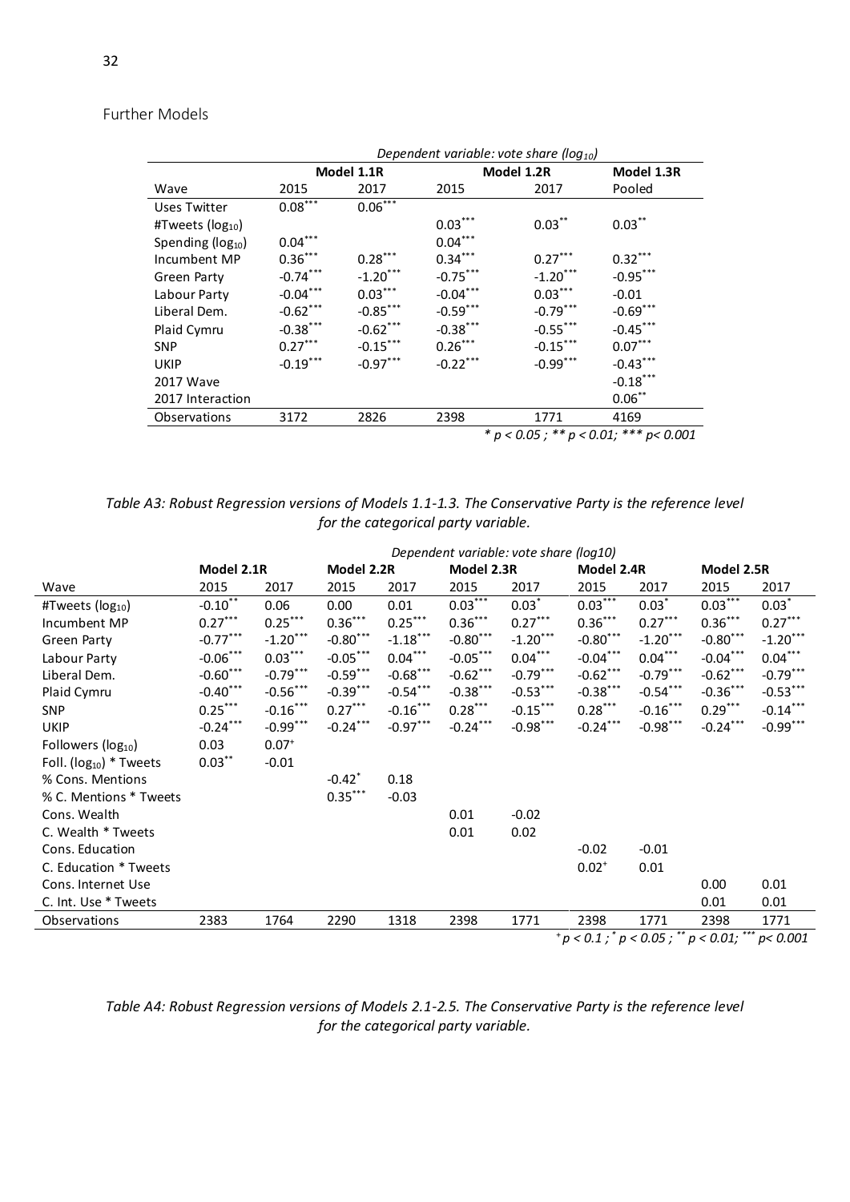## Further Models

| | *Dependent variable: vote share ($log_{10}$)* | | | | |
|---|---|---|---|---|---|
| | **Model 1.1R** | | **Model 1.2R** | | **Model 1.3R** |
| Wave | 2015 | 2017 | 2015 | 2017 | Pooled |
| Uses Twitter | $0.08^{***}$ | $0.06^{***}$ | | | |
| #Tweets ($log_{10}$) | | | $0.03^{***}$ | $0.03^{**}$ | $0.03^{**}$ |
| Spending ($log_{10}$) | $0.04^{***}$ | | $0.04^{***}$ | | |
| Incumbent MP | $0.36^{***}$ | $0.28^{***}$ | $0.34^{***}$ | $0.27^{***}$ | $0.32^{***}$ |
| Green Party | $-0.74^{***}$ | $-1.20^{***}$ | $-0.75^{***}$ | $-1.20^{***}$ | $-0.95^{***}$ |
| Labour Party | $-0.04^{***}$ | $0.03^{***}$ | $-0.04^{***}$ | $0.03^{***}$ | $-0.01$ |
| Liberal Dem. | $-0.62^{***}$ | $-0.85^{***}$ | $-0.59^{***}$ | $-0.79^{***}$ | $-0.69^{***}$ |
| Plaid Cymru | $-0.38^{***}$ | $-0.62^{***}$ | $-0.38^{***}$ | $-0.55^{***}$ | $-0.45^{***}$ |
| SNP | $0.27^{***}$ | $-0.15^{***}$ | $0.26^{***}$ | $-0.15^{***}$ | $0.07^{***}$ |
| UKIP | $-0.19^{***}$ | $-0.97^{***}$ | $-0.22^{***}$ | $-0.99^{***}$ | $-0.43^{***}$ |
| 2017 Wave | | | | | $-0.18^{***}$ |
| 2017 Interaction | | | | | $0.06^{**}$ |
| Observations | 3172 | 2826 | 2398 | 1771 | 4169 |

*\* $p < 0.05$ ; \*\* $p < 0.01$; \*\*\* $p < 0.001$*

*Table A3: Robust Regression versions of Models 1.1-1.3. The Conservative Party is the reference level for the categorical party variable.*

| | *Dependent variable: vote share (log10)* | | | | | | | | | |
|---|---|---|---|---|---|---|---|---|---|---|
| | **Model 2.1R** | | **Model 2.2R** | | **Model 2.3R** | | **Model 2.4R** | | **Model 2.5R** | |
| Wave | 2015 | 2017 | 2015 | 2017 | 2015 | 2017 | 2015 | 2017 | 2015 | 2017 |
| #Tweets ($log_{10}$) | $-0.10^{**}$ | 0.06 | 0.00 | 0.01 | $0.03^{***}$ | $0.03^{*}$ | $0.03^{***}$ | $0.03^{*}$ | $0.03^{***}$ | $0.03^{*}$ |
| Incumbent MP | $0.27^{***}$ | $0.25^{***}$ | $0.36^{***}$ | $0.25^{***}$ | $0.36^{***}$ | $0.27^{***}$ | $0.36^{***}$ | $0.27^{***}$ | $0.36^{***}$ | $0.27^{***}$ |
| Green Party | $-0.77^{***}$ | $-1.20^{***}$ | $-0.80^{***}$ | $-1.18^{***}$ | $-0.80^{***}$ | $-1.20^{***}$ | $-0.80^{***}$ | $-1.20^{***}$ | $-0.80^{***}$ | $-1.20^{***}$ |
| Labour Party | $-0.06^{***}$ | $0.03^{***}$ | $-0.05^{***}$ | $0.04^{***}$ | $-0.05^{***}$ | $0.04^{***}$ | $-0.04^{***}$ | $0.04^{***}$ | $-0.04^{***}$ | $0.04^{***}$ |
| Liberal Dem. | $-0.60^{***}$ | $-0.79^{***}$ | $-0.59^{***}$ | $-0.68^{***}$ | $-0.62^{***}$ | $-0.79^{***}$ | $-0.62^{***}$ | $-0.79^{***}$ | $-0.62^{***}$ | $-0.79^{***}$ |
| Plaid Cymru | $-0.40^{***}$ | $-0.56^{***}$ | $-0.39^{***}$ | $-0.54^{***}$ | $-0.38^{***}$ | $-0.53^{***}$ | $-0.38^{***}$ | $-0.54^{***}$ | $-0.36^{***}$ | $-0.53^{***}$ |
| SNP | $0.25^{***}$ | $-0.16^{***}$ | $0.27^{***}$ | $-0.16^{***}$ | $0.28^{***}$ | $-0.15^{***}$ | $0.28^{***}$ | $-0.16^{***}$ | $0.29^{***}$ | $-0.14^{***}$ |
| UKIP | $-0.24^{***}$ | $-0.99^{***}$ | $-0.24^{***}$ | $-0.97^{***}$ | $-0.24^{***}$ | $-0.98^{***}$ | $-0.24^{***}$ | $-0.98^{***}$ | $-0.24^{***}$ | $-0.99^{***}$ |
| Followers ($log_{10}$) | 0.03 | $0.07^{+}$ | | | | | | | | |
| Foll. ($log_{10}$) * Tweets | $0.03^{**}$ | $-0.01$ | | | | | | | | |
| % Cons. Mentions | | | $-0.42^{*}$ | 0.18 | | | | | | |
| % C. Mentions * Tweets | | | $0.35^{***}$ | $-0.03$ | | | | | | |
| Cons. Wealth | | | | | 0.01 | $-0.02$ | | | | |
| C. Wealth * Tweets | | | | | 0.01 | 0.02 | | | | |
| Cons. Education | | | | | | | $-0.02$ | $-0.01$ | | |
| C. Education * Tweets | | | | | | | $0.02^{+}$ | 0.01 | | |
| Cons. Internet Use | | | | | | | | | 0.00 | 0.01 |
| C. Int. Use * Tweets | | | | | | | | | 0.01 | 0.01 |
| Observations | 2383 | 1764 | 2290 | 1318 | 2398 | 1771 | 2398 | 1771 | 2398 | 1771 |

*$^{+}p < 0.1$ ; $^{*}p < 0.05$ ; $^{**}p < 0.01$; $^{***}p < 0.001$*

*Table A4: Robust Regression versions of Models 2.1-2.5. The Conservative Party is the reference level for the categorical party variable.*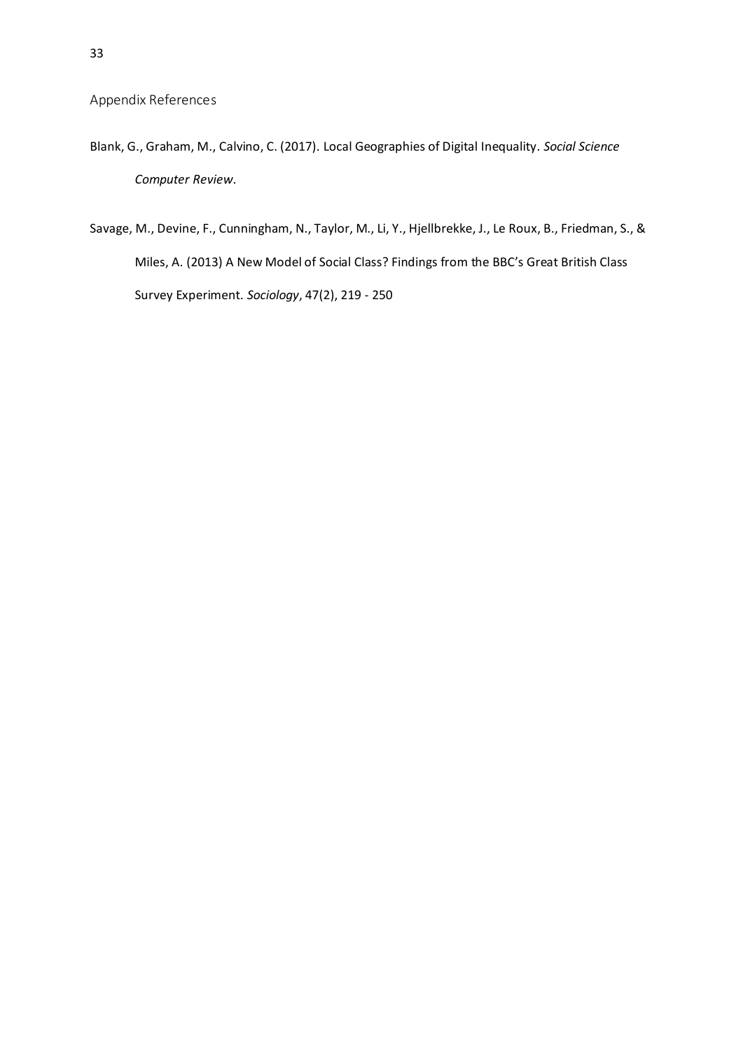## Appendix References

Blank, G., Graham, M., Calvino, C. (2017). Local Geographies of Digital Inequality. *Social Science Computer Review*.

Savage, M., Devine, F., Cunningham, N., Taylor, M., Li, Y., Hjellbrekke, J., Le Roux, B., Friedman, S., & Miles, A. (2013) A New Model of Social Class? Findings from the BBC's Great British Class Survey Experiment. *Sociology*, 47(2), 219 - 250